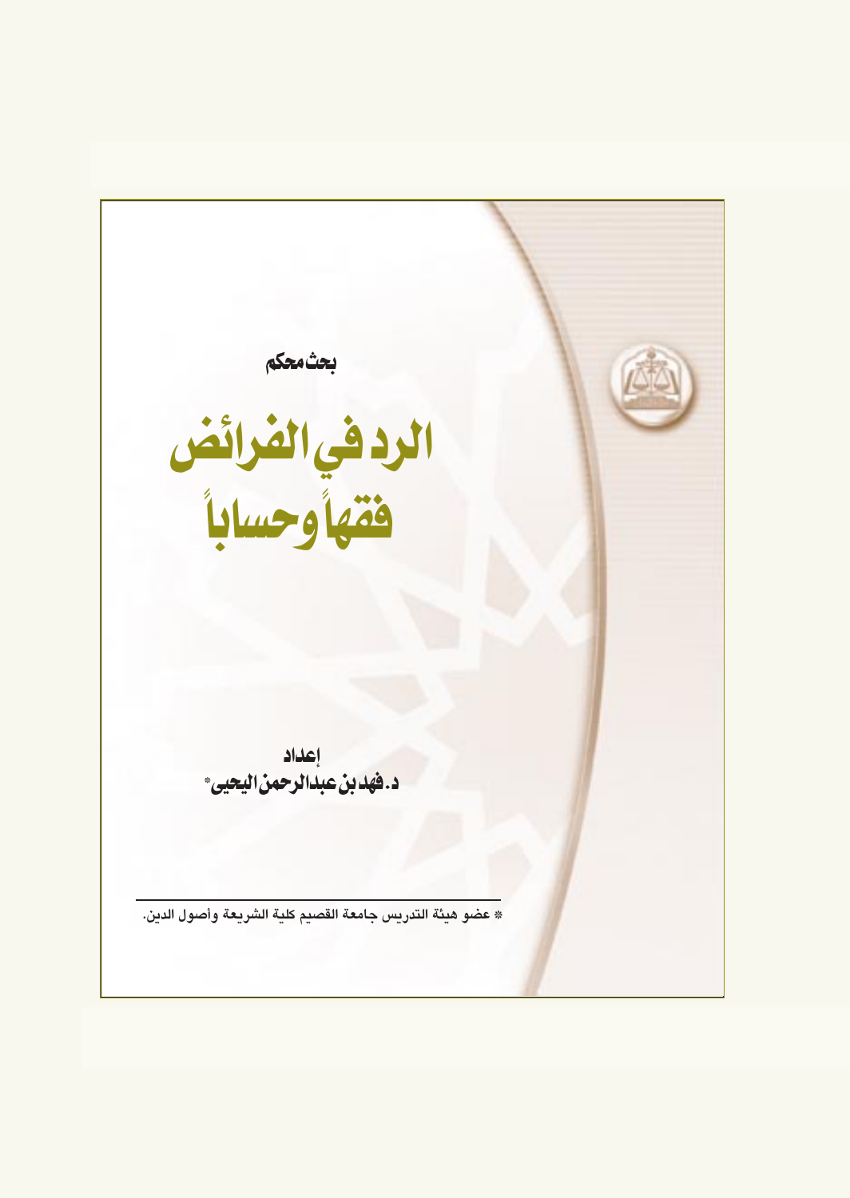بحث محكم

# الرد في الفرائض فقهاً وحساباً

إعداد

**د. فهد بن عبدالرحمن اليحيى***

---

* عضو هيئة التدريس جامعة القصيم كلية الشريعة وأصول الدين.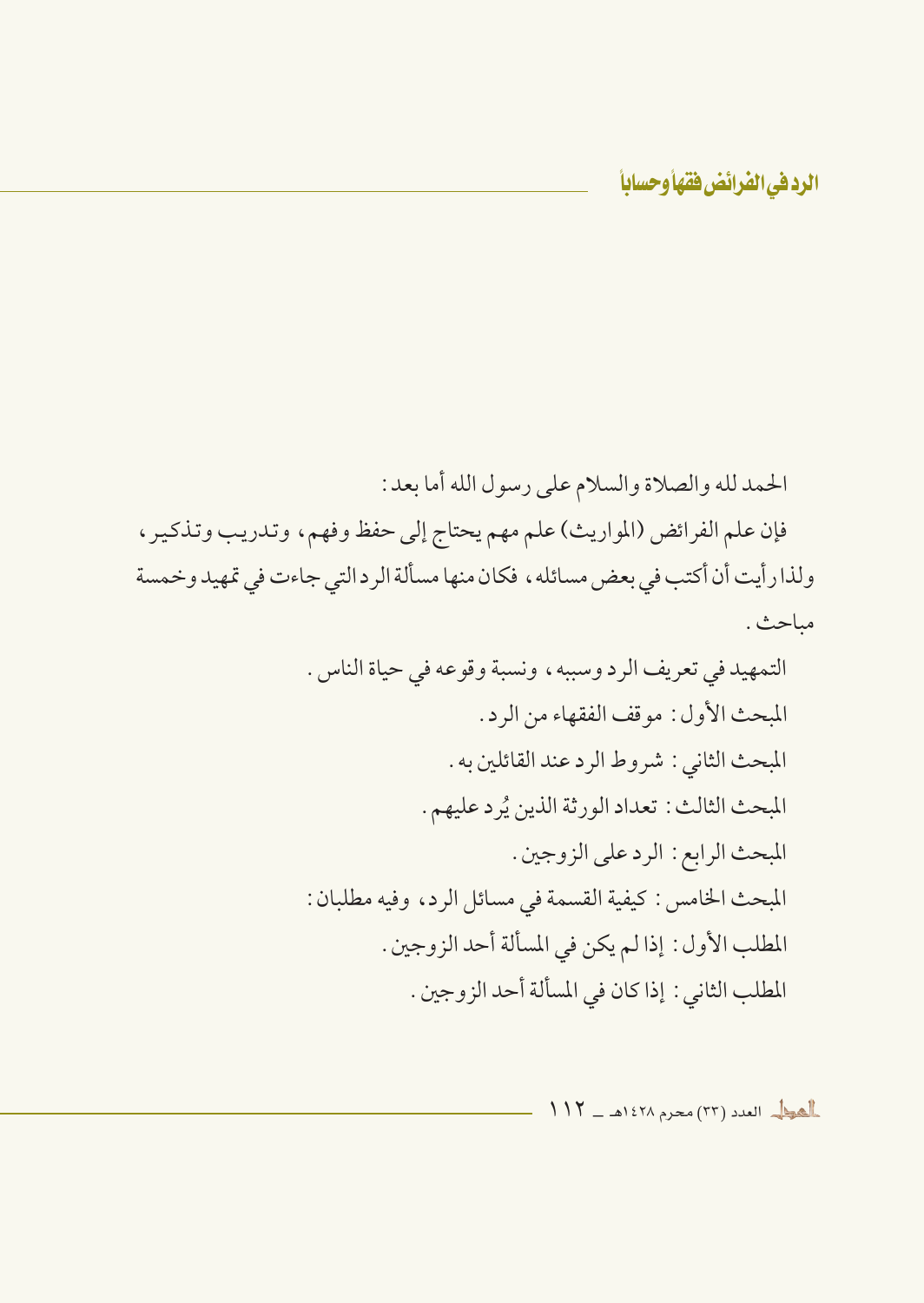الحمد لله والصلاة والسلام على رسول الله أما بعد:

فإن علم الفرائض (المواريث) علم مهم يحتاج إلى حفظ وفهم، وتدريب وتذكير، ولذا رأيت أن أكتب في بعض مسائله، فكان منها مسألة الرد التي جاءت في تمهيد وخمسة مباحث.

التمهيد في تعريف الرد وسببه، ونسبة وقوعه في حياة الناس.

المبحث الأول: موقف الفقهاء من الرد.

المبحث الثاني: شروط الرد عند القائلين به.

المبحث الثالث: تعداد الورثة الذين يُرد عليهم.

المبحث الرابع: الرد على الزوجين.

المبحث الخامس: كيفية القسمة في مسائل الرد، وفيه مطلبان:

المطلب الأول: إذا لم يكن في المسألة أحد الزوجين.

المطلب الثاني: إذا كان في المسألة أحد الزوجين.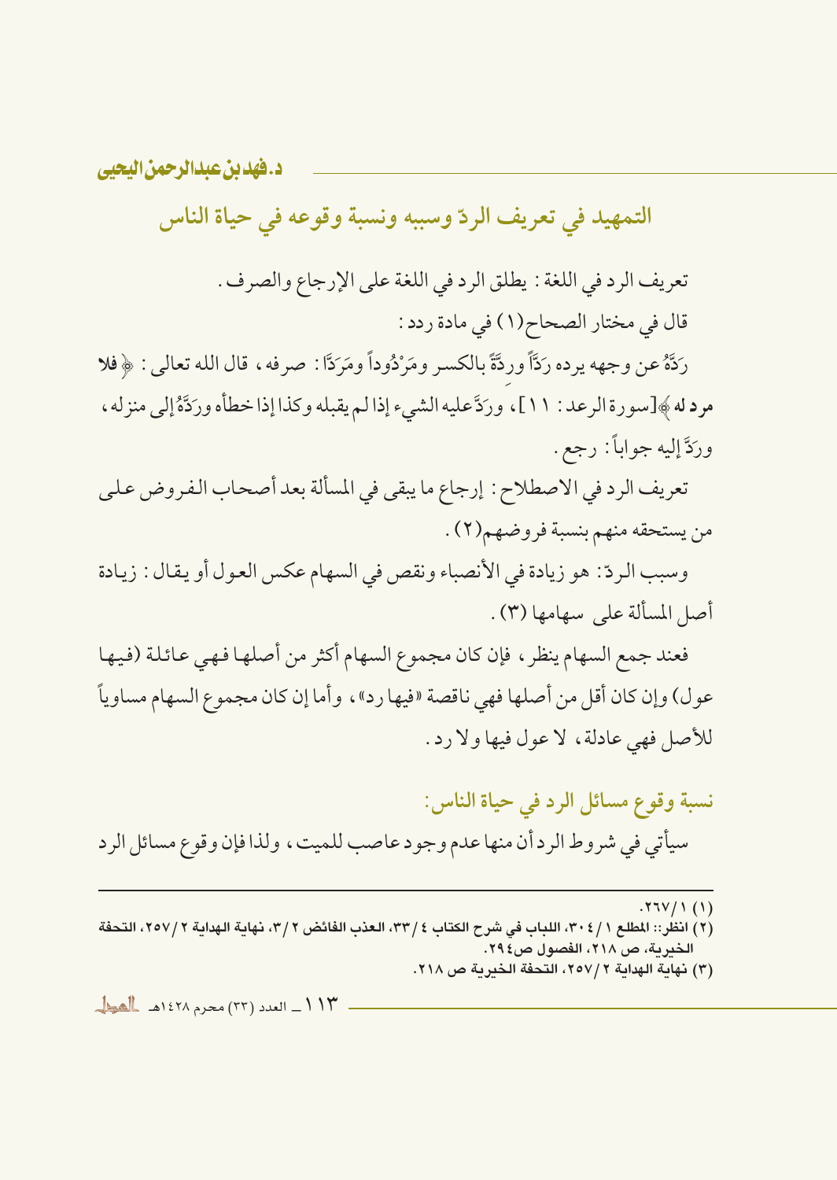## التمهيد في تعريف الردّ وسببه ونسبة وقوعه في حياة الناس

تعريف الرد في اللغة: يطلق الرد في اللغة على الإرجاع والصرف.

قال في مختار الصحاح(١) في مادة ردد:

رَدَّهُ عن وجهه يرده رَدّاً وردَّةً بالكسر ومَرْدُوداً ومَرَدّاً: صرفه، قال الله تعالى: ﴿**فلا مرد له**﴾[سورة الرعد: ١١]، وردَّ عليه الشيء إذا لم يقبله وكذا إذا خطأه وردَّهُ إلى منزله، وردَّ إليه جواباً: رجع.

تعريف الرد في الاصطلاح: إرجاع ما يبقى في المسألة بعد أصحاب الفروض على من يستحقه منهم بنسبة فروضهم(٢).

وسبب الردّ: هو زيادة في الأنصباء ونقص في السهام عكس العول أو يقال: زيادة أصل المسألة على سهامها (٣).

فعند جمع السهام ينظر، فإن كان مجموع السهام أكثر من أصلها فهي عائلة (فيها عول) وإن كان أقل من أصلها فهي ناقصة «فيها رد»، وأما إن كان مجموع السهام مساوياً للأصل فهي عادلة، لا عول فيها ولا رد.

### نسبة وقوع مسائل الرد في حياة الناس:

سيأتي في شروط الرد أن منها عدم وجود عاصب للميت، ولذا فإن وقوع مسائل الرد

---

(١) ١/٢٦٧.

(٢) انظر:: المطلع ١/٣٠٤، اللباب في شرح الكتاب ٤/٣٣، العذب الفائض ٢/٣، نهاية الهداية ٢/٢٥٧، التحفة الخيرية، ص ٢١٨، الفصول ص٢٩٤.

(٣) نهاية الهداية ٢/٢٥٧، التحفة الخيرية ص ٢١٨.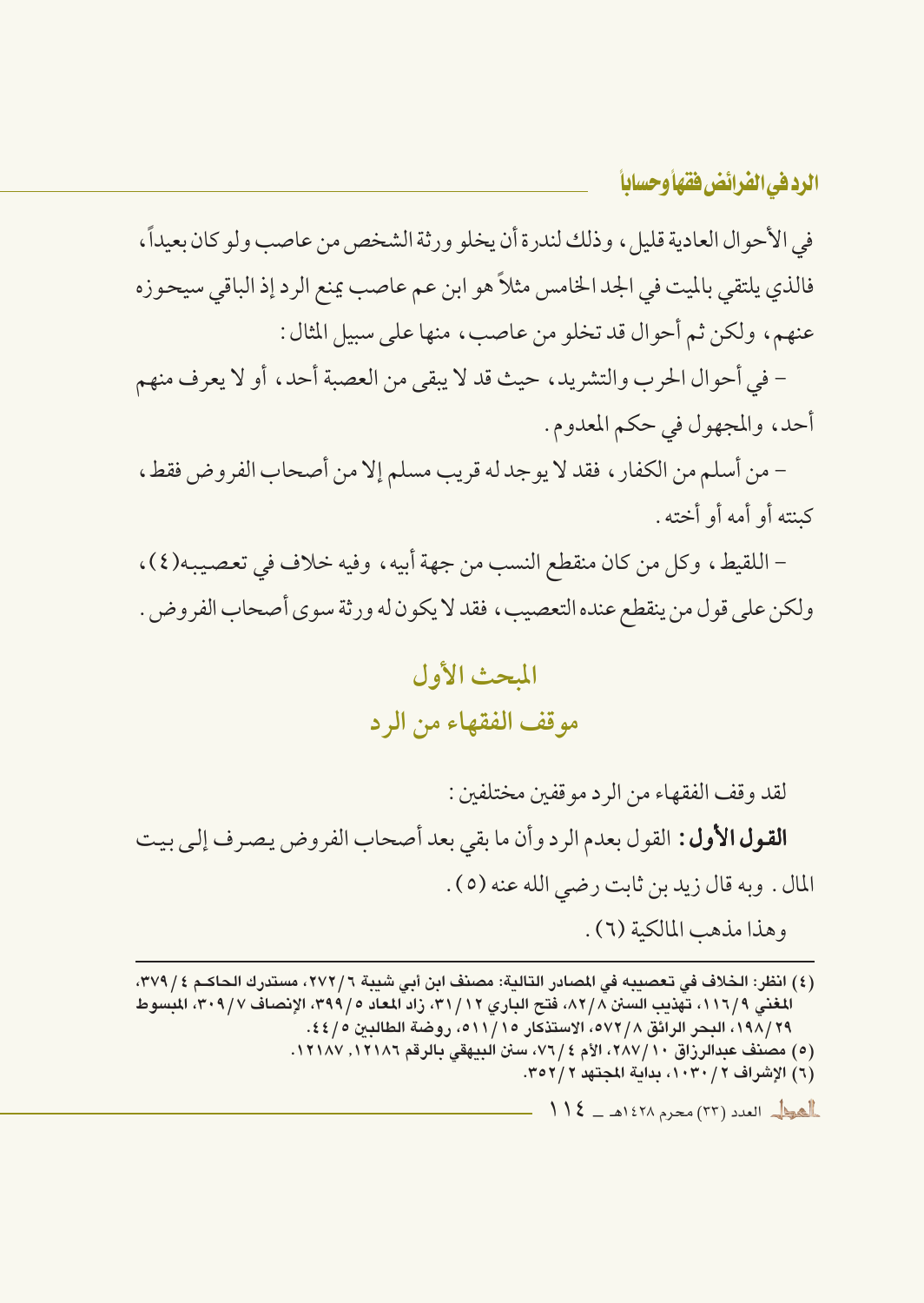في الأحوال العادية قليل، وذلك لندرة أن يخلو ورثة الشخص من عاصب ولو كان بعيداً، فالذي يلتقي بالميت في الجد الخامس مثلاً هو ابن عم عاصب يمنع الرد إذ الباقي سيحوزه عنهم، ولكن ثم أحوال قد تخلو من عاصب، منها على سبيل المثال:

- في أحوال الحرب والتشريد، حيث قد لا يبقى من العصبة أحد، أو لا يعرف منهم أحد، والمجهول في حكم المعدوم.

- من أسلم من الكفار، فقد لا يوجد له قريب مسلم إلا من أصحاب الفروض فقط، كبنته أو أمه أو أخته.

- اللقيط، وكل من كان منقطع النسب من جهة أبيه، وفيه خلاف في تعصيبه(٤)، ولكن على قول من ينقطع عنده التعصيب، فقد لا يكون له ورثة سوى أصحاب الفروض.

## المبحث الأول
## موقف الفقهاء من الرد

لقد وقف الفقهاء من الرد موقفين مختلفين:

**القول الأول:** القول بعدم الرد وأن ما بقي بعد أصحاب الفروض يصرف إلى بيت المال. وبه قال زيد بن ثابت رضي الله عنه (٥).

وهذا مذهب المالكية (٦).

---

(٤) انظر: الخلاف في تعصيبه في المصادر التالية: مصنف ابن أبي شيبة ٦/٢٧٢، مستدرك الحاكم ٤/٣٧٩، المغني ٩/١١٦، تهذيب السنن ٨/٨٢، فتح الباري ١٢/٣١، زاد المعاد ٥/٣٩٩، الإنصاف ٧/٣٠٩، المبسوط ٢٩/١٩٨، البحر الرائق ٨/٥٧٢، الاستذكار ١٥/٥١١، روضة الطالبين ٥/٤٤.

(٥) مصنف عبدالرزاق ١٠/٢٨٧، الأم ٤/٧٦، سنن البيهقي بالرقم ١٢١٨٦، ١٢١٨٧.

(٦) الإشراف ٢/١٠٣٠، بداية المجتهد ٢/٣٥٢.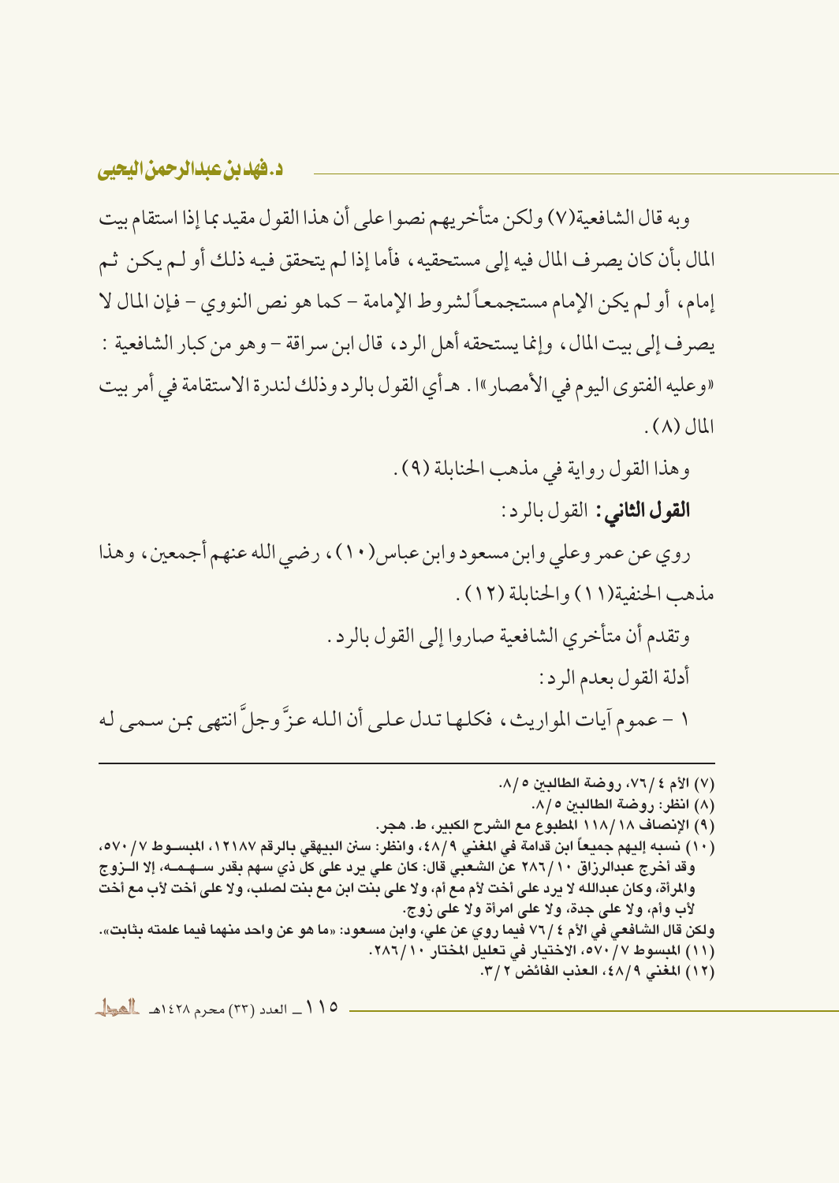وبه قال الشافعية(٧) ولكن متأخريهم نصوا على أن هذا القول مقيد بما إذا استقام بيت المال بأن كان يصرف المال فيه إلى مستحقيه، فأما إذا لم يتحقق فيه ذلك أو لم يكن ثم إمام، أو لم يكن الإمام مستجمعاً لشروط الإمامة - كما هو نص النووي - فإن المال لا يصرف إلى بيت المال، وإنما يستحقه أهل الرد، قال ابن سراقة - وهو من كبار الشافعية : «وعليه الفتوى اليوم في الأمصار»ا. هـأي القول بالرد وذلك لندرة الاستقامة في أمر بيت المال (٨).

وهذا القول رواية في مذهب الحنابلة (٩).

**القول الثاني:** القول بالرد:

روي عن عمر وعلي وابن مسعود وابن عباس(١٠)، رضي الله عنهم أجمعين، وهذا مذهب الحنفية(١١) والحنابلة (١٢).

وتقدم أن متأخري الشافعية صاروا إلى القول بالرد.

أدلة القول بعدم الرد:

١ - عموم آيات المواريث، فكلها تدل على أن الله عزَّ وجلَّ انتهى بمن سمى له

---

(٧) الأم ٤/٧٦، روضة الطالبين ٥/٨.

(٨) انظر: روضة الطالبين ٥/٨.

(٩) الإنصاف ١٨/١١٨ المطبوع مع الشرح الكبير، ط. هجر.

(١٠) نسبه إليهم جميعاً ابن قدامة في المغني ٩/٤٨، وانظر: سنن البيهقي بالرقم ١٢١٨٧، المبسوط ٧/٥٧٠، وقد أخرج عبدالرزاق ١٠/٢٨٦ عن الشعبي قال: كان علي يرد على كل ذي سهم بقدر سهمه، إلا الزوج والمرأة، وكان عبدالله لا يرد على أخت لأم مع أم، ولا على بنت ابن مع بنت لصلب، ولا على أخت لأب مع أخت لأب وأم، ولا على جدة، ولا على امرأة ولا على زوج.
ولكن قال الشافعي في الأم ٤/٧٦ فيما روي عن علي، وابن مسعود: «ما هو عن واحد منهما فيما علمته بثابت».

(١١) المبسوط ٧/٥٧٠، الاختيار في تعليل المختار ١٠/٢٨٦.

(١٢) المغني ٩/٤٨، العذب الفائض ٢/٣.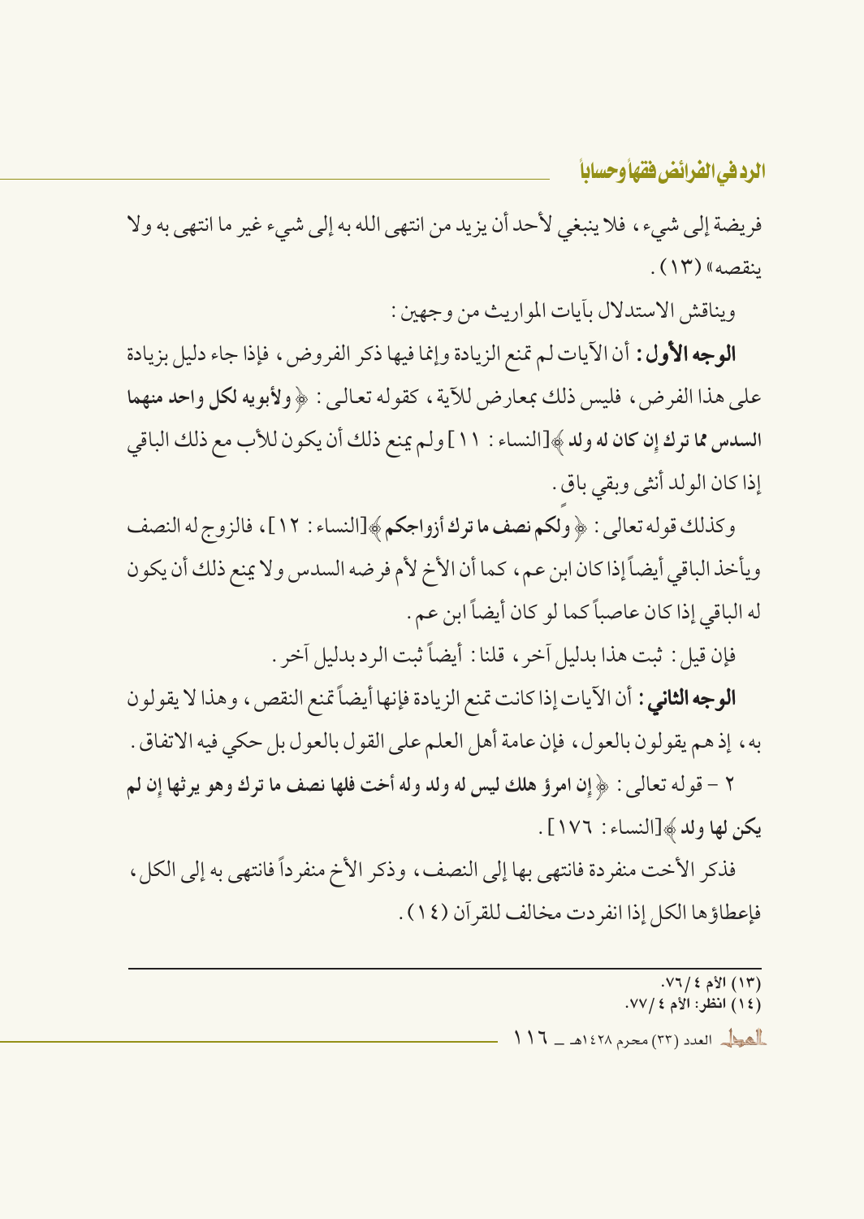فريضة إلى شيء، فلا ينبغي لأحد أن يزيد من انتهى الله به إلى شيء غير ما انتهى به ولا ينقصه» (١٣).

ويناقش الاستدلال بآيات المواريث من وجهين:

**الوجه الأول:** أن الآيات لم تمنع الزيادة وإنما فيها ذكر الفروض، فإذا جاء دليل بزيادة على هذا الفرض، فليس ذلك بمعارض للآية، كقوله تعالى: ﴿**ولأبويه لكل واحد منهما السدس مما ترك إن كان له ولد**﴾[النساء: ١١] ولم يمنع ذلك أن يكون للأب مع ذلك الباقي إذا كان الولد أنثى وبقي باق.

وكذلك قوله تعالى: ﴿**ولكم نصف ما ترك أزواجكم**﴾[النساء: ١٢]، فالزوج له النصف ويأخذ الباقي أيضاً إذا كان ابن عم، كما أن الأخ لأم فرضه السدس ولا يمنع ذلك أن يكون له الباقي إذا كان عاصباً كما لو كان أيضاً ابن عم.

فإن قيل: ثبت هذا بدليل آخر، قلنا: أيضاً ثبت الرد بدليل آخر.

**الوجه الثاني:** أن الآيات إذا كانت تمنع الزيادة فإنها أيضاً تمنع النقص، وهذا لا يقولون به، إذ هم يقولون بالعول، فإن عامة أهل العلم على القول بالعول بل حكي فيه الاتفاق.

٢ - قوله تعالى: ﴿**إن امرؤ هلك ليس له ولد وله أخت فلها نصف ما ترك وهو يرثها إن لم يكن لها ولد**﴾[النساء: ١٧٦].

فذكر الأخت منفردة فانتهى بها إلى النصف، وذكر الأخ منفرداً فانتهى به إلى الكل، فإعطاؤها الكل إذا انفردت مخالف للقرآن (١٤).

---

(١٣) الأم ٤/ ٧٦.

(١٤) انظر: الأم ٤/ ٧٧.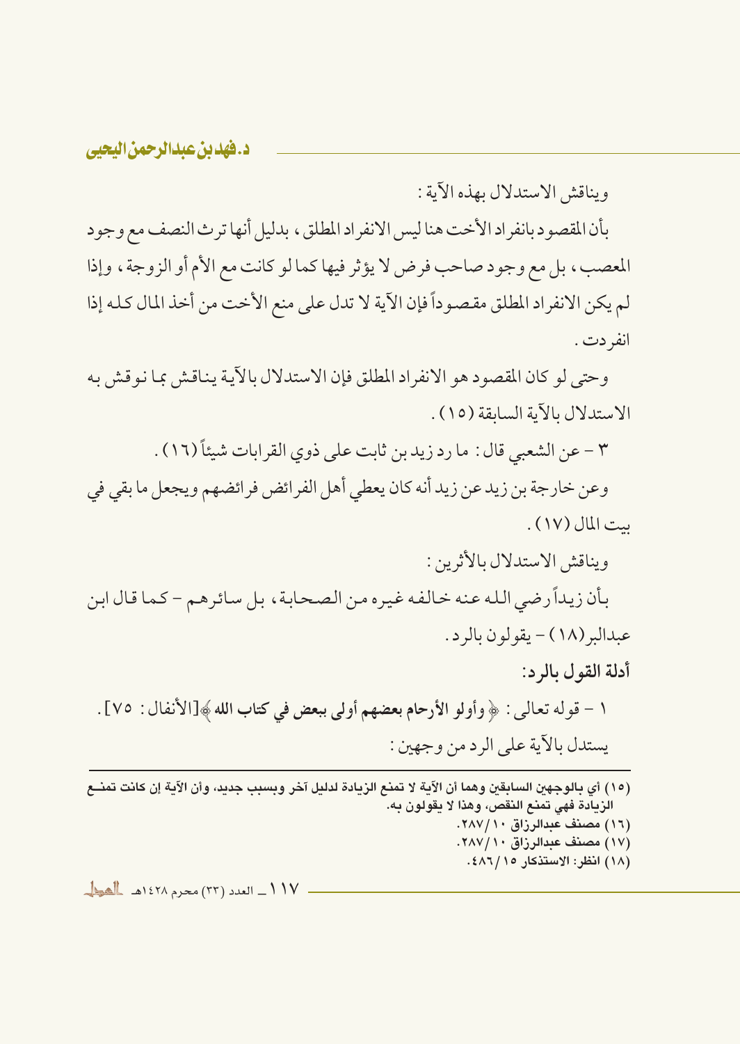ويناقش الاستدلال بهذه الآية :

بأن المقصود بانفراد الأخت هنا ليس الانفراد المطلق ، بدليل أنها ترث النصف مع وجود المعصب ، بل مع وجود صاحب فرض لا يؤثر فيها كما لو كانت مع الأم أو الزوجة ، وإذا لم يكن الانفراد المطلق مقصوداً فإن الآية لا تدل على منع الأخت من أخذ المال كله إذا انفردت .

وحتى لو كان المقصود هو الانفراد المطلق فإن الاستدلال بالآية يناقش بما نوقش به الاستدلال بالآية السابقة (١٥) .

٣ - عن الشعبي قال : ما رد زيد بن ثابت على ذوي القرابات شيئاً (١٦) .

وعن خارجة بن زيد عن زيد أنه كان يعطي أهل الفرائض فرائضهم ويجعل ما بقي في بيت المال (١٧) .

ويناقش الاستدلال بالأثرين :

بأن زيداً رضي الله عنه خالفه غيره من الصحابة ، بل سائرهم - كما قال ابن عبدالبر(١٨) - يقولون بالرد .

**أدلة القول بالرد:**

١ - قوله تعالى : ﴿ **وأولو الأرحام بعضهم أولى ببعض في كتاب الله** ﴾[الأنفال : ٧٥] .

يستدل بالآية على الرد من وجهين :

---

(١٥) أي بالوجهين السابقين وهما أن الآية لا تمنع الزيادة لدليل آخر وبسبب جديد، وأن الآية إن كانت تمنع الزيادة فهي تمنع النقص، وهذا لا يقولون به.

(١٦) مصنف عبدالرزاق ١٠/٢٨٧.

(١٧) مصنف عبدالرزاق ١٠/٢٨٧.

(١٨) انظر: الاستذكار ١٥/٤٨٦.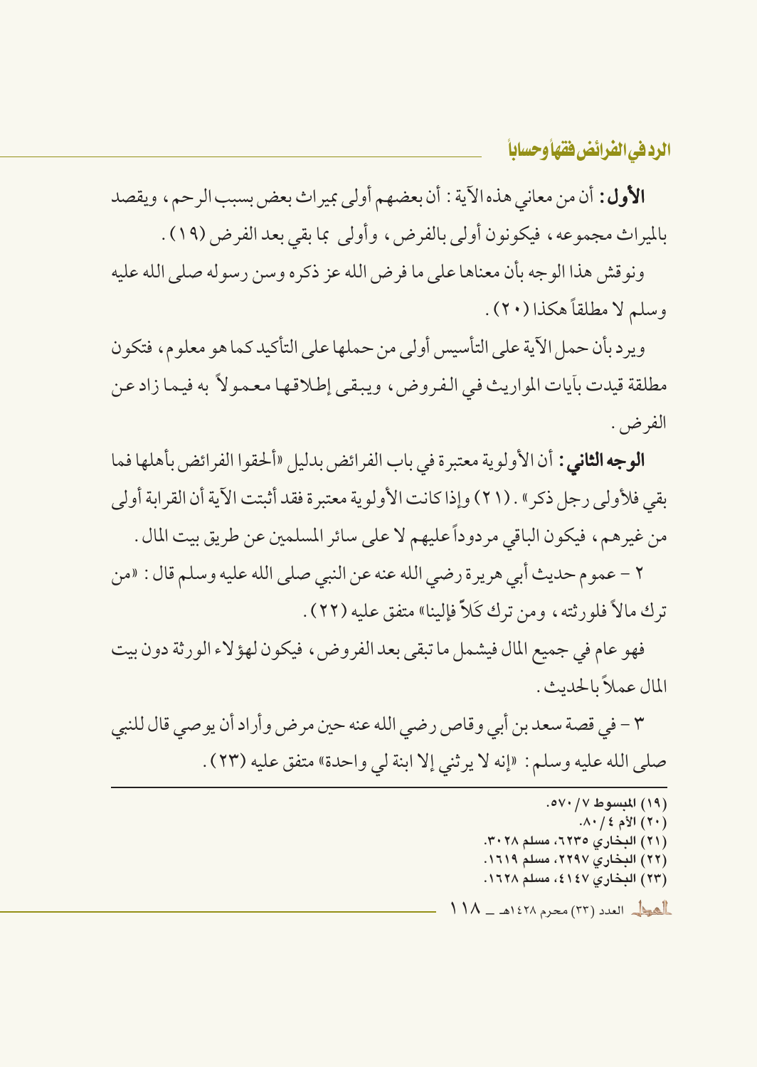**الأول:** أن من معاني هذه الآية: أن بعضهم أولى بميراث بعض بسبب الرحم، ويقصد بالميراث مجموعه، فيكونون أولى بالفرض، وأولى بما بقي بعد الفرض (١٩).

ونوقش هذا الوجه بأن معناها على ما فرض الله عز ذكره وسن رسوله صلى الله عليه وسلم لا مطلقاً هكذا (٢٠).

ويرد بأن حمل الآية على التأسيس أولى من حملها على التأكيد كما هو معلوم، فتكون مطلقة قيدت بآيات المواريث في الفروض، ويبقى إطلاقها معمولاً به فيما زاد عن الفرض.

**الوجه الثاني:** أن الأولوية معتبرة في باب الفرائض بدليل «ألحقوا الفرائض بأهلها فما بقي فلأولى رجل ذكر». (٢١) وإذا كانت الأولوية معتبرة فقد أثبتت الآية أن القرابة أولى من غيرهم، فيكون الباقي مردوداً عليهم لا على سائر المسلمين عن طريق بيت المال.

٢ – عموم حديث أبي هريرة رضي الله عنه عن النبي صلى الله عليه وسلم قال: «من ترك مالاً فلورثته، ومن ترك كَلاً فإلينا» متفق عليه (٢٢).

فهو عام في جميع المال فيشمل ما تبقى بعد الفروض، فيكون لهؤلاء الورثة دون بيت المال عملاً بالحديث.

٣ – في قصة سعد بن أبي وقاص رضي الله عنه حين مرض وأراد أن يوصي قال للنبي صلى الله عليه وسلم: «إنه لا يرثني إلا ابنة لي واحدة» متفق عليه (٢٣).

---

(١٩) المبسوط ٧/٥٧٠.
(٢٠) الأم ٤/٨٠.
(٢١) البخاري ٦٢٣٥، مسلم ٣٠٢٨.
(٢٢) البخاري ٢٢٩٧، مسلم ١٦١٩.
(٢٣) البخاري ٤١٤٧، مسلم ١٦٢٨.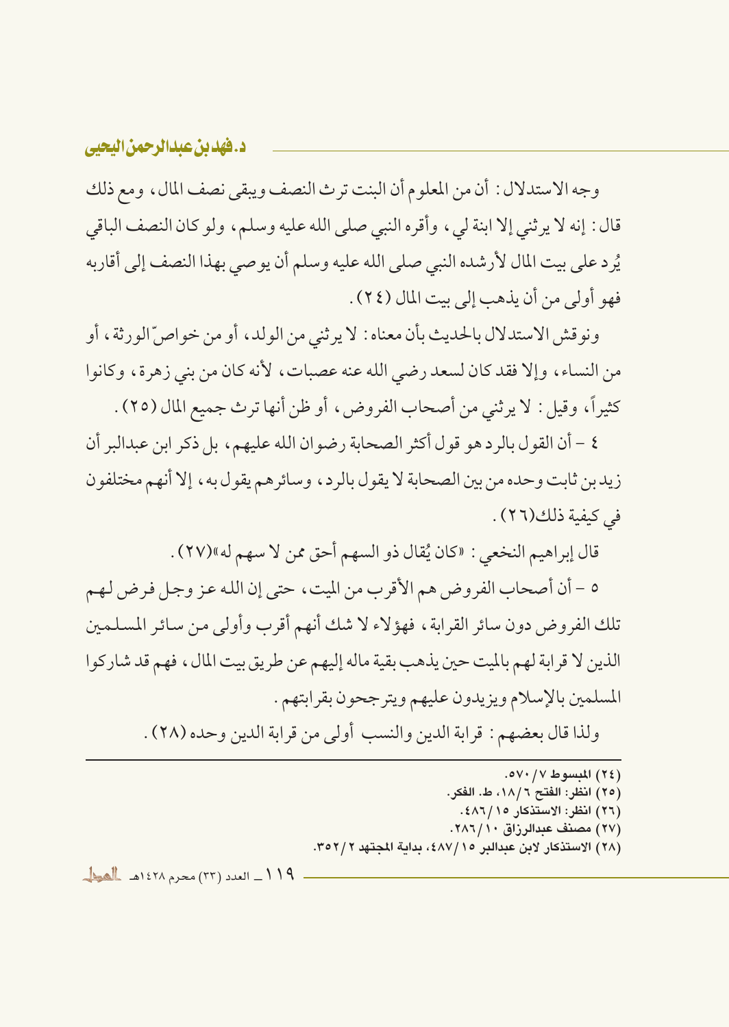وجه الاستدلال: أن من المعلوم أن البنت ترث النصف ويبقى نصف المال، ومع ذلك قال: إنه لا يرثني إلا ابنة لي، وأقره النبي صلى الله عليه وسلم، ولو كان النصف الباقي يُرد على بيت المال لأرشده النبي صلى الله عليه وسلم أن يوصي بهذا النصف إلى أقاربه فهو أولى من أن يذهب إلى بيت المال (٢٤).

ونوقش الاستدلال بالحديث بأن معناه: لا يرثني من الولد، أو من خواصّ الورثة، أو من النساء، وإلا فقد كان لسعد رضي الله عنه عصبات، لأنه كان من بني زهرة، وكانوا كثيراً، وقيل: لا يرثني من أصحاب الفروض، أو ظن أنها ترث جميع المال (٢٥).

٤ - أن القول بالرد هو قول أكثر الصحابة رضوان الله عليهم، بل ذكر ابن عبدالبر أن زيد بن ثابت وحده من بين الصحابة لا يقول بالرد، وسائرهم يقول به، إلا أنهم مختلفون في كيفية ذلك(٢٦).

قال إبراهيم النخعي: «كان يُقال ذو السهم أحق ممن لا سهم له»(٢٧).

٥ - أن أصحاب الفروض هم الأقرب من الميت، حتى إن الله عز وجل فرض لهم تلك الفروض دون سائر القرابة، فهؤلاء لا شك أنهم أقرب وأولى من سائر المسلمين الذين لا قرابة لهم بالميت حين يذهب بقية ماله إليهم عن طريق بيت المال، فهم قد شاركوا المسلمين بالإسلام ويزيدون عليهم ويترجحون بقرابتهم.

ولذا قال بعضهم: قرابة الدين والنسب أولى من قرابة الدين وحده (٢٨).

---

(٢٤) المبسوط ٧/٥٧٠.
(٢٥) انظر: الفتح ٦/١٨، ط. الفكر.
(٢٦) انظر: الاستذكار ١٥/٤٨٦.
(٢٧) مصنف عبدالرزاق ١٠/٢٨٦.
(٢٨) الاستذكار لابن عبدالبر ١٥/٤٨٧، بداية المجتهد ٢/٣٥٢.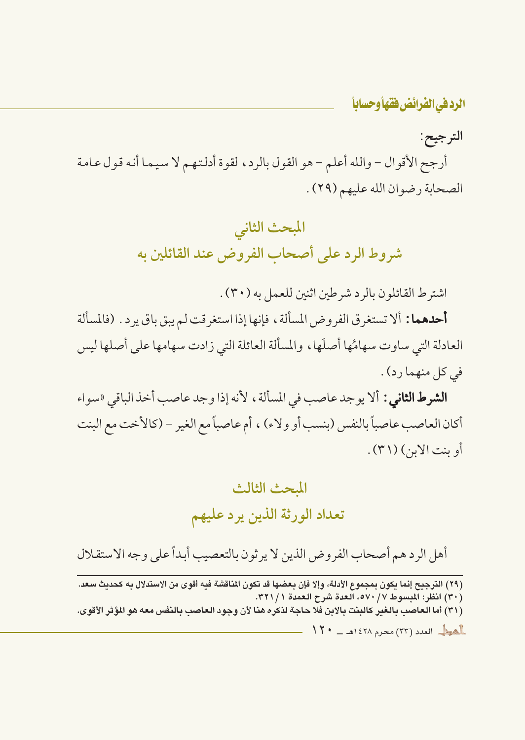**الترجيح:**

أرجح الأقوال – والله أعلم – هو القول بالرد، لقوة أدلتهم لا سيما أنه قول عامة الصحابة رضوان الله عليهم (٢٩).

## المبحث الثاني
## شروط الرد على أصحاب الفروض عند القائلين به

اشترط القائلون بالرد شرطين اثنين للعمل به (٣٠).

**أحدهما:** ألا تستغرق الفروض المسألة، فإنها إذا استغرقت لم يبق باق يرد. (فالمسألة العادلة التي ساوت سهامُها أصلَها، والمسألة العائلة التي زادت سهامها على أصلها ليس في كل منهما رد).

**الشرط الثاني:** ألا يوجد عاصب في المسألة، لأنه إذا وجد عاصب أخذ الباقي «سواء أكان العاصب عاصباً بالنفس (بنسب أو ولاء)، أم عاصباً مع الغير – (كالأخت مع البنت أو بنت الابن) (٣١).

## المبحث الثالث
## تعداد الورثة الذين يرد عليهم

أهل الرد هم أصحاب الفروض الذين لا يرثون بالتعصيب أبداً على وجه الاستقلال

---

(٢٩) الترجيح إنما يكون بمجموع الأدلة، وإلا فإن بعضها قد تكون المناقشة فيه أقوى من الاستدلال به كحديث سعد.

(٣٠) انظر: المبسوط ٧/ ٥٧٠، العدة شرح العمدة ١/ ٣٢١.

(٣١) أما العاصب بالغير كالبنت بالابن فلا حاجة لذكره هنا لأن وجود العاصب بالنفس معه هو المؤثر الأقوى.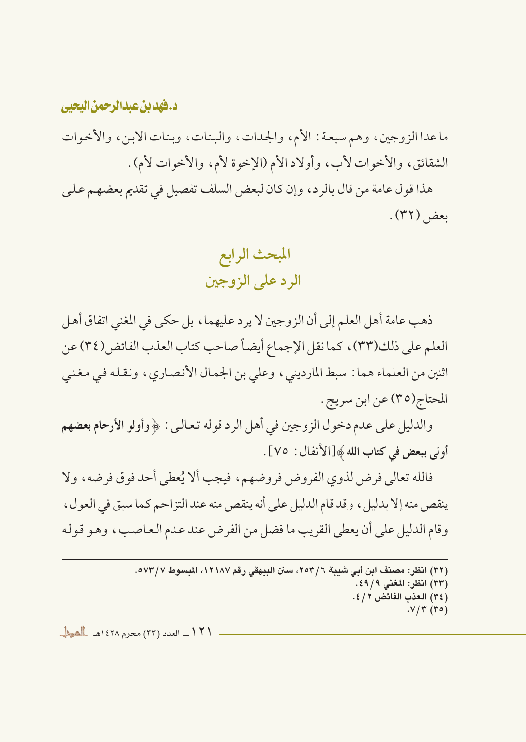ما عدا الزوجين، وهم سبعة: الأم، والجدات، والبنات، وبنات الابن، والأخوات الشقائق، والأخوات لأب، وأولاد الأم (الإخوة لأم، والأخوات لأم).

هذا قول عامة من قال بالرد، وإن كان لبعض السلف تفصيل في تقديم بعضهم على بعض (٣٢).

## المبحث الرابع
## الرد على الزوجين

ذهب عامة أهل العلم إلى أن الزوجين لا يرد عليهما، بل حكى في المغني اتفاق أهل العلم على ذلك(٣٣)، كما نقل الإجماع أيضاً صاحب كتاب العذب الفائض(٣٤) عن اثنين من العلماء هما: سبط المارديني، وعلي بن الجمال الأنصاري، ونقله في مغني المحتاج(٣٥) عن ابن سريج.

والدليل على عدم دخول الزوجين في أهل الرد قوله تعالى: ﴿**وأولو الأرحام بعضهم أولى ببعض في كتاب الله**﴾[الأنفال: ٧٥].

فالله تعالى فرض لذوي الفروض فروضهم، فيجب ألا يُعطى أحد فوق فرضه، ولا ينقص منه إلا بدليل، وقد قام الدليل على أنه ينقص منه عند التزاحم كما سبق في العول، وقام الدليل على أن يعطى القريب ما فضل من الفرض عند عدم العاصب، وهو قوله

---

(٣٢) انظر: مصنف ابن أبي شيبة ٦/٢٥٣، سنن البيهقي رقم ١٢١٨٧، المبسوط ٧/٥٧٣.
(٣٣) انظر: المغني ٩/٤٩.
(٣٤) العذب الفائض ٢/٤.
(٣٥) ٣/٧.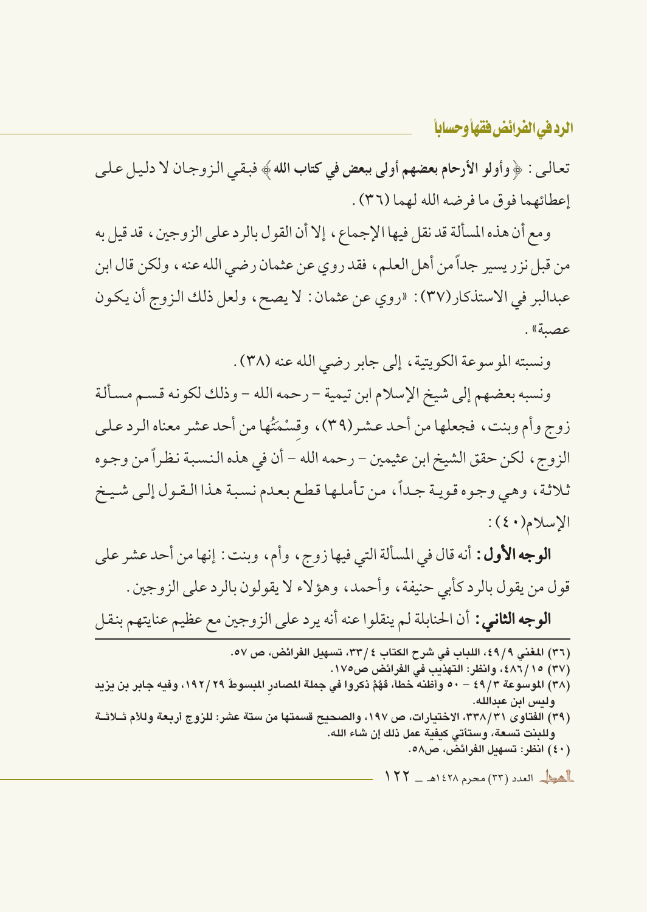تعالى: ﴿ **وأولو الأرحام بعضهم أولى ببعض في كتاب الله** ﴾ فبقي الزوجان لا دليل على إعطائهما فوق ما فرضه الله لهما (٣٦).

ومع أن هذه المسألة قد نقل فيها الإجماع، إلا أن القول بالرد على الزوجين، قد قيل به من قبل نزر يسير جداً من أهل العلم، فقد روي عن عثمان رضي الله عنه، ولكن قال ابن عبدالبر في الاستذكار(٣٧): «روي عن عثمان: لا يصح، ولعل ذلك الزوج أن يكون عصبة».

ونسبته الموسوعة الكويتية، إلى جابر رضي الله عنه (٣٨).

ونسبه بعضهم إلى شيخ الإسلام ابن تيمية - رحمه الله - وذلك لكونه قسم مسألة زوج وأم وبنت، فجعلها من أحد عشر(٣٩)، وقِسْمَتُها من أحد عشر معناه الرد على الزوج، لكن حقق الشيخ ابن عثيمين - رحمه الله - أن في هذه النسبة نظراً من وجوه ثلاثة، وهي وجوه قوية جداً، من تأملها قطع بعدم نسبة هذا القول إلى شيخ الإسلام(٤٠):

**الوجه الأول:** أنه قال في المسألة التي فيها زوج، وأم، وبنت: إنها من أحد عشر على قول من يقول بالرد كأبي حنيفة، وأحمد، وهؤلاء لا يقولون بالرد على الزوجين.

**الوجه الثاني:** أن الحنابلة لم ينقلوا عنه أنه يرد على الزوجين مع عظيم عنايتهم بنقل

---

(٣٦) المغني ٩/ ٤٩، اللباب في شرح الكتاب ٤/ ٣٣، تسهيل الفرائض، ص ٥٧.

(٣٧) ١٥/ ٤٨٦، وانظر: التهذيب في الفرائض ص١٧٥.

(٣٨) الموسوعة ٣/ ٤٩ - ٥٠ وأظنه خطأ، فَهُمْ ذكروا في جملة المصادر المبسوط ٢٩/ ١٩٢، وفيه جابر بن يزيد وليس ابن عبدالله.

(٣٩) الفتاوى ٣١/ ٣٣٨، الاختيارات، ص ١٩٧، والصحيح قسمتها من ستة عشر: للزوج أربعة وللأم ثلاثة وللبنت تسعة، وستأتي كيفية عمل ذلك إن شاء الله.

(٤٠) انظر: تسهيل الفرائض، ص٥٨.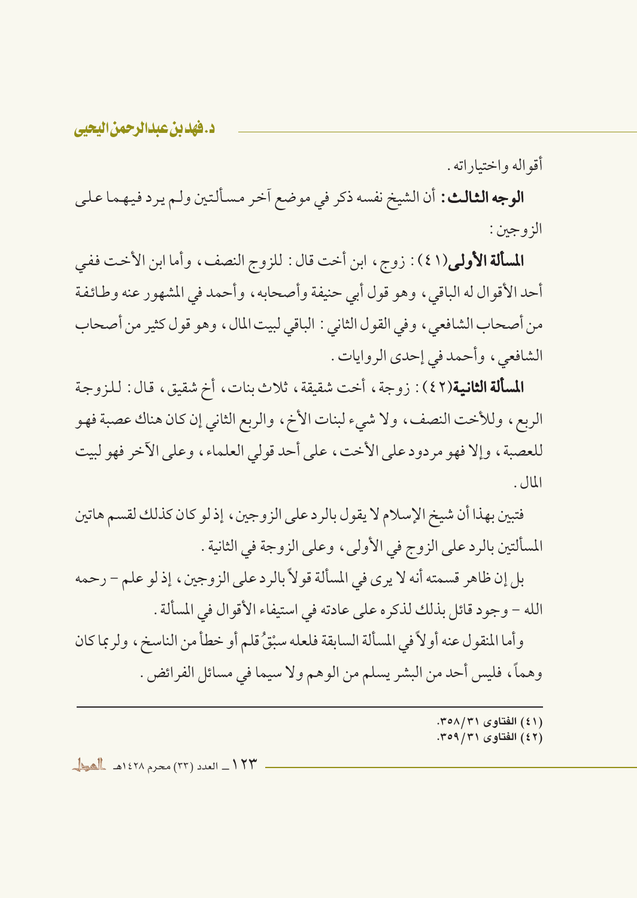أقواله واختياراته.

**الوجه الثالث:** أن الشيخ نفسه ذكر في موضع آخر مسألتين ولم يرد فيهما على الزوجين:

**المسألة الأولى**(٤١): زوج، ابن أخت قال: للزوج النصف، وأما ابن الأخت ففي أحد الأقوال له الباقي، وهو قول أبي حنيفة وأصحابه، وأحمد في المشهور عنه وطائفة من أصحاب الشافعي، وفي القول الثاني: الباقي لبيت المال، وهو قول كثير من أصحاب الشافعي، وأحمد في إحدى الروايات.

**المسألة الثانية**(٤٢): زوجة، أخت شقيقة، ثلاث بنات، أخ شقيق، قال: للزوجة الربع، وللأخت النصف، ولا شيء لبنات الأخ، والربع الثاني إن كان هناك عصبة فهو للعصبة، وإلا فهو مردود على الأخت، على أحد قولي العلماء، وعلى الآخر فهو لبيت المال.

فتبين بهذا أن شيخ الإسلام لا يقول بالرد على الزوجين، إذ لو كان كذلك لقسم هاتين المسألتين بالرد على الزوج في الأولى، وعلى الزوجة في الثانية.

بل إن ظاهر قسمته أنه لا يرى في المسألة قولاً بالرد على الزوجين، إذ لو علم - رحمه الله - وجود قائل بذلك لذكره على عادته في استيفاء الأقوال في المسألة.

وأما المنقول عنه أولاً في المسألة السابقة فلعله سبْقُ قلم أو خطأ من الناسخ، ولربما كان وهماً، فليس أحد من البشر يسلم من الوهم ولا سيما في مسائل الفرائض.

---

(٤١) الفتاوى ٣١/٣٥٨.
(٤٢) الفتاوى ٣١/٣٥٩.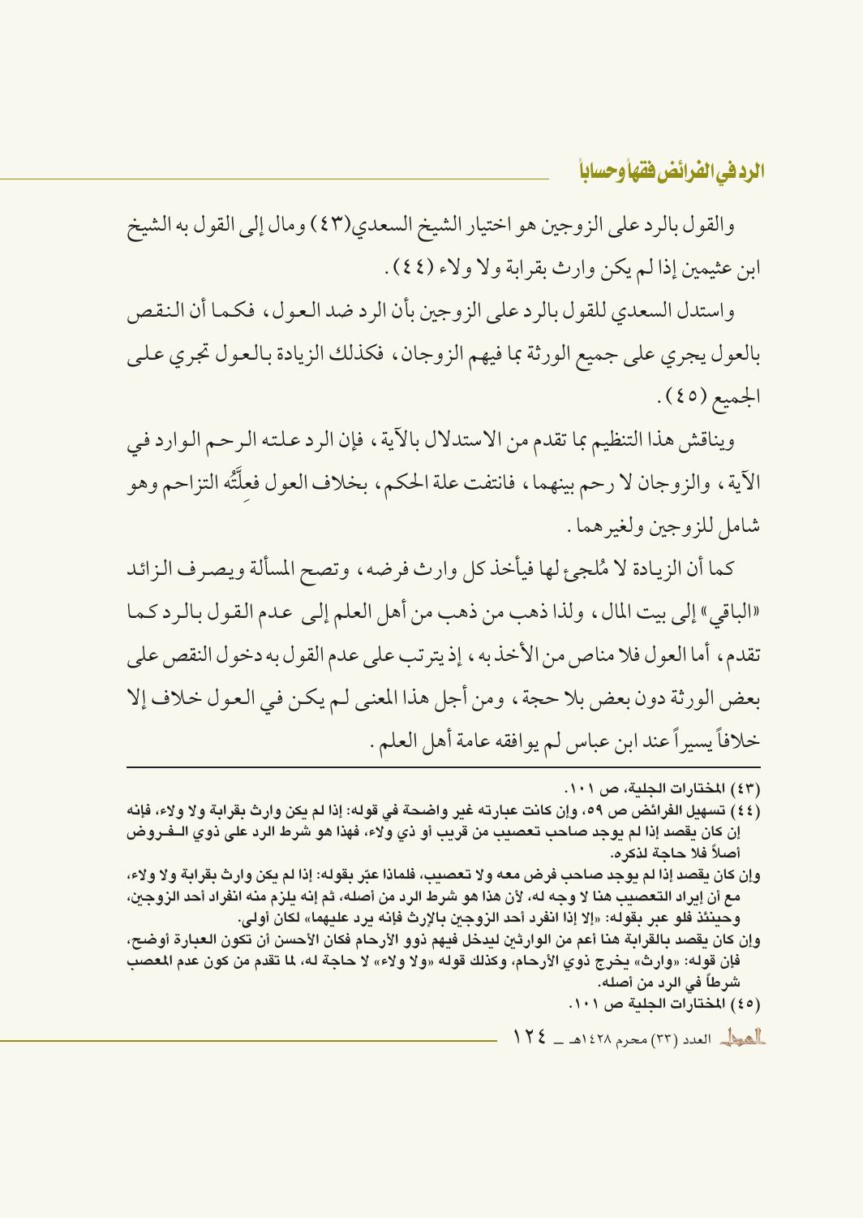والقول بالرد على الزوجين هو اختيار الشيخ السعدي(٤٣) ومال إلى القول به الشيخ ابن عثيمين إذا لم يكن وارث بقرابة ولا ولاء (٤٤).

واستدل السعدي للقول بالرد على الزوجين بأن الرد ضد العول، فكما أن النقص بالعول يجري على جميع الورثة بما فيهم الزوجان، فكذلك الزيادة بالعول تجري على الجميع (٤٥).

ويناقش هذا التنظيم بما تقدم من الاستدلال بالآية، فإن الرد علته الرحم الوارد في الآية، والزوجان لا رحم بينهما، فانتفت علة الحكم، بخلاف العول فعِلَّتُه التزاحم وهو شامل للزوجين ولغيرهما.

كما أن الزيادة لا مُلجئ لها فيأخذ كل وارث فرضه، وتصح المسألة ويصرف الزائد «الباقي» إلى بيت المال، ولذا ذهب من ذهب من أهل العلم إلى عدم القول بالرد كما تقدم، أما العول فلا مناص من الأخذ به، إذ يترتب على عدم القول به دخول النقص على بعض الورثة دون بعض بلا حجة، ومن أجل هذا المعنى لم يكن في العول خلاف إلا خلافاً يسيراً عند ابن عباس لم يوافقه عامة أهل العلم.

---

(٤٣) المختارات الجلية، ص ١٠١.

(٤٤) تسهيل الفرائض ص ٥٩، وإن كانت عبارته غير واضحة في قوله: إذا لم يكن وارث بقرابة ولا ولاء، فإنه إن كان يقصد إذا لم يوجد صاحب تعصيب من قريب أو ذي ولاء، فهذا هو شرط الرد على ذوي الفروض أصلاً فلا حاجة لذكره.

وإن كان يقصد إذا لم يوجد صاحب فرض معه ولا تعصيب، فلماذا عبّر بقوله: إذا لم يكن وارث بقرابة ولا ولاء، مع أن إيراد التعصيب هنا لا وجه له، لأن هذا هو شرط الرد من أصله، ثم إنه يلزم منه انفراد أحد الزوجين، وحينئذ فلو عبر بقوله: «إلا إذا انفرد أحد الزوجين بالإرث فإنه يرد عليهما» لكان أولى.

وإن كان يقصد بالقرابة هنا أعم من الوارثين ليدخل فيهم ذوو الأرحام فكان الأحسن أن تكون العبارة أوضح، فإن قوله: «وارث» يخرج ذوي الأرحام، وكذلك قوله «ولا ولاء» لا حاجة له، لما تقدم من كون عدم المعصب شرطاً في الرد من أصله.

(٤٥) المختارات الجلية ص ١٠١.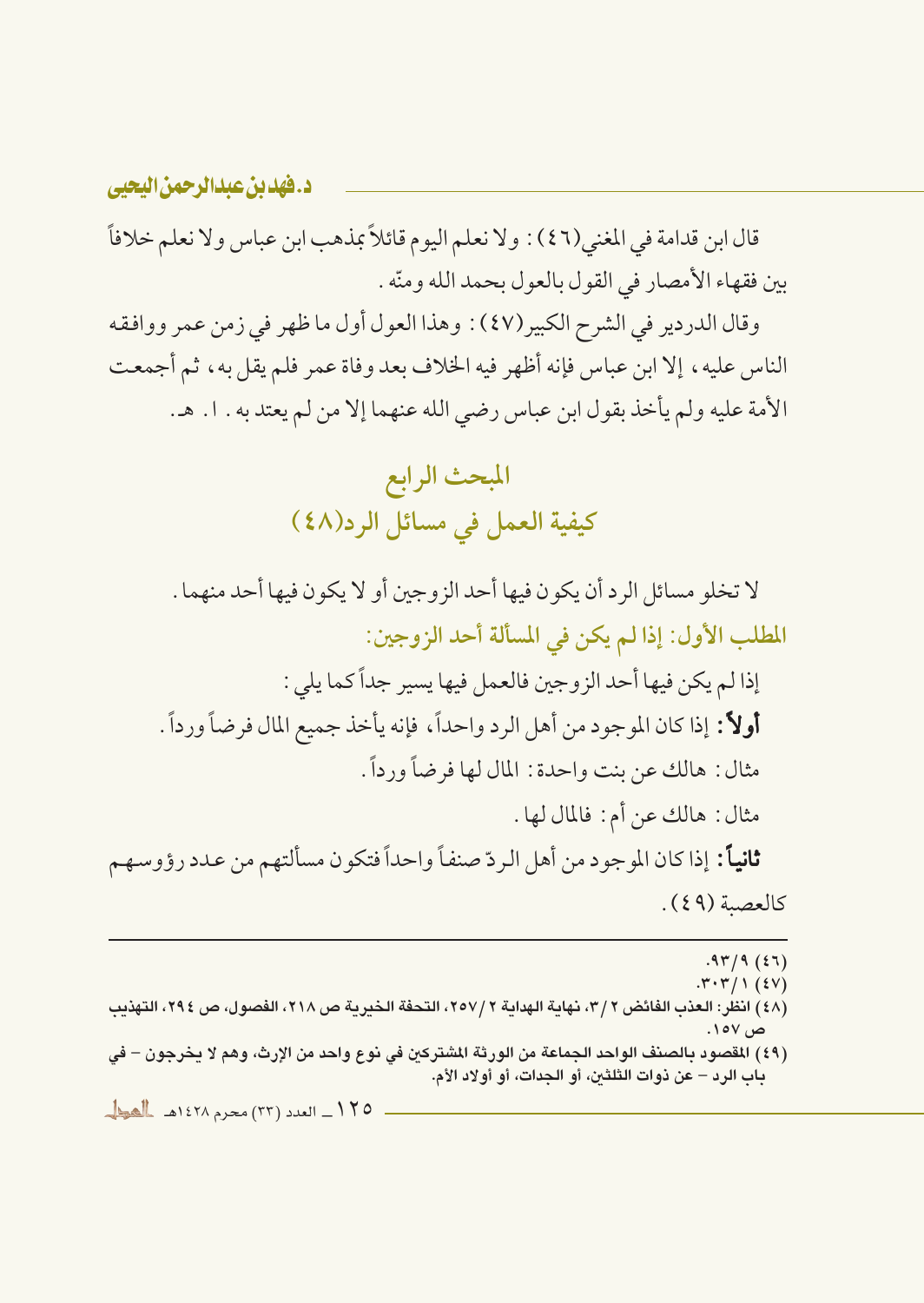قال ابن قدامة في المغني(٤٦) : ولا نعلم اليوم قائلاً بمذهب ابن عباس ولا نعلم خلافاً بين فقهاء الأمصار في القول بالعول بحمد الله ومنّه .

وقال الدردير في الشرح الكبير(٤٧) : وهذا العول أول ما ظهر في زمن عمر ووافقه الناس عليه ، إلا ابن عباس فإنه أظهر فيه الخلاف بعد وفاة عمر فلم يقل به ، ثم أجمعت الأمة عليه ولم يأخذ بقول ابن عباس رضي الله عنهما إلا من لم يعتد به . ا . هـ .

## المبحث الرابع
## كيفية العمل في مسائل الرد(٤٨)

لا تخلو مسائل الرد أن يكون فيها أحد الزوجين أو لا يكون فيها أحد منهما .

### المطلب الأول: إذا لم يكن في المسألة أحد الزوجين:

إذا لم يكن فيها أحد الزوجين فالعمل فيها يسير جداً كما يلي :

**أولاً :** إذا كان الموجود من أهل الرد واحداً ، فإنه يأخذ جميع المال فرضاً ورداً .

مثال : هالك عن بنت واحدة : المال لها فرضاً ورداً .

مثال : هالك عن أم : فالمال لها .

**ثانياً :** إذا كان الموجود من أهل الردّ صنفاً واحداً فتكون مسألتهم من عدد رؤوسهم كالعصبة (٤٩) .

---

(٤٦) ٩/٩٣.

(٤٧) ١/٣٠٣.

(٤٨) انظر: العذب الفائض ٢/٣، نهاية الهداية ٢/٢٥٧، التحفة الخيرية ص ٢١٨، الفصول، ص ٢٩٤، التهذيب ص ١٥٧.

(٤٩) المقصود بالصنف الواحد الجماعة من الورثة المشتركين في نوع واحد من الإرث، وهم لا يخرجون – في باب الرد – عن ذوات الثلثين، أو الجدات، أو أولاد الأم.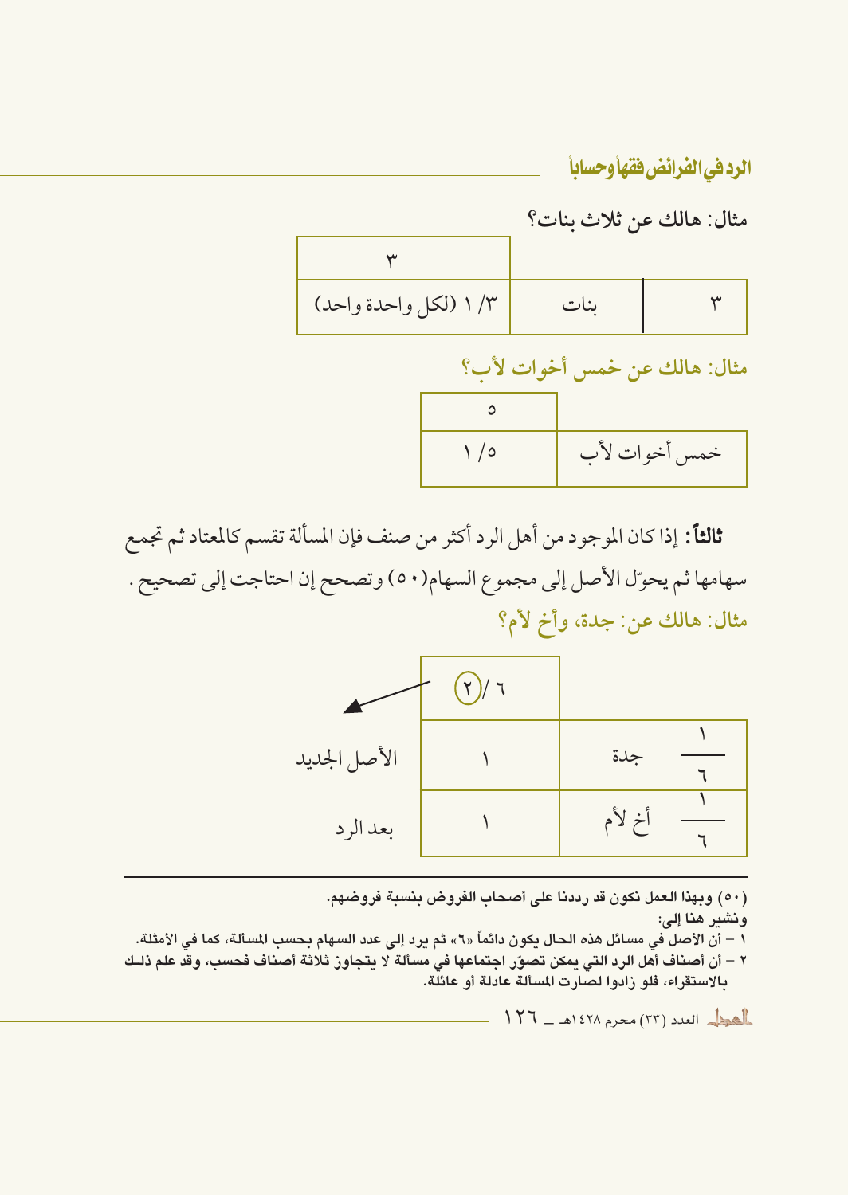مثال: هالك عن ثلاث بنات؟

| | | ٣ |
|---|---|---|
| ٣ | بنات | ١/٣ (لكل واحدة واحد) |

مثال: هالك عن خمس أخوات لأب؟

| | ٥ |
|---|---|
| خمس أخوات لأب | ١/٥ |

**ثالثاً:** إذا كان الموجود من أهل الرد أكثر من صنف فإن المسألة تقسم كالمعتاد ثم تجمع سهامها ثم يحوّل الأصل إلى مجموع السهام(٥٠) وتصحح إن احتاجت إلى تصحيح .

مثال: هالك عن: جدة، وأخ لأم؟

| | | ٦/ (٢) ← الأصل الجديد بعد الرد |
|---|---|---|
| $\frac{١}{٦}$ | جدة | ١ |
| $\frac{١}{٦}$ | أخ لأم | ١ |

---

(٥٠) وبهذا العمل نكون قد رددنا على أصحاب الفروض بنسبة فروضهم.

ونشير هنا إلى:

١ – أن الأصل في مسائل هذه الحال يكون دائماً «٦» ثم يرد إلى عدد السهام بحسب المسألة، كما في الأمثلة.

٢ – أن أصناف أهل الرد التي يمكن تصوّر اجتماعها في مسألة لا يتجاوز ثلاثة أصناف فحسب، وقد علم ذلك بالاستقراء، فلو زادوا لصارت المسألة عادلة أو عائلة.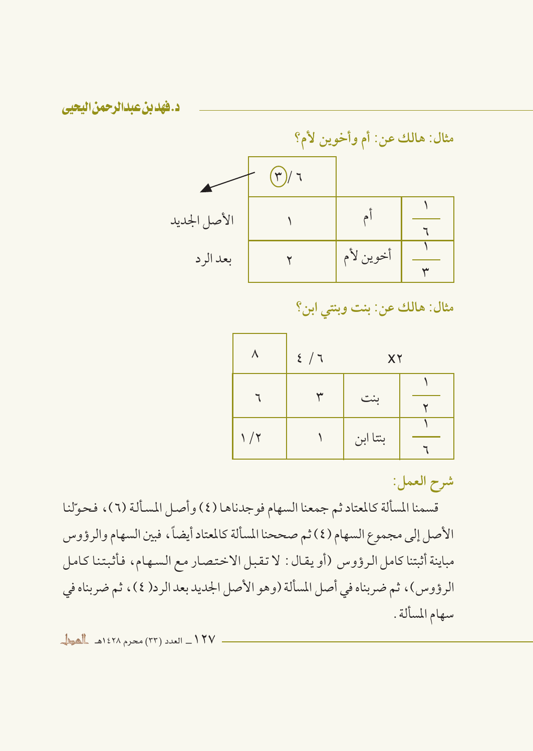مثال: هالك عن: أم وأخوين لأم؟

| | | ٦ / ③ | |
|---|---|---|---|
| ١/٦ | أم | ١ | الأصل الجديد |
| ١/٣ | أخوين لأم | ٢ | بعد الرد |

مثال: هالك عن: بنت وبنتي ابن؟

| | | ٦ / ٤ ×٢ | ٨ |
|---|---|---|---|
| ١/٢ | بنت | ٣ | ٦ |
| ١/٦ | بنتا ابن | ١ | ١/٢ |

شرح العمل:

قسمنا المسألة كالمعتاد ثم جمعنا السهام فوجدناها (٤) وأصل المسألة (٦)، فحوّلنا الأصل إلى مجموع السهام (٤) ثم صححنا المسألة كالمعتاد أيضاً، فبين السهام والرؤوس مباينة أثبتنا كامل الرؤوس (أو يقال: لا تقبل الاختصار مع السهام، فأثبتنا كامل الرؤوس)، ثم ضربناه في أصل المسألة (وهو الأصل الجديد بعد الرد(٤))، ثم ضربناه في سهام المسألة.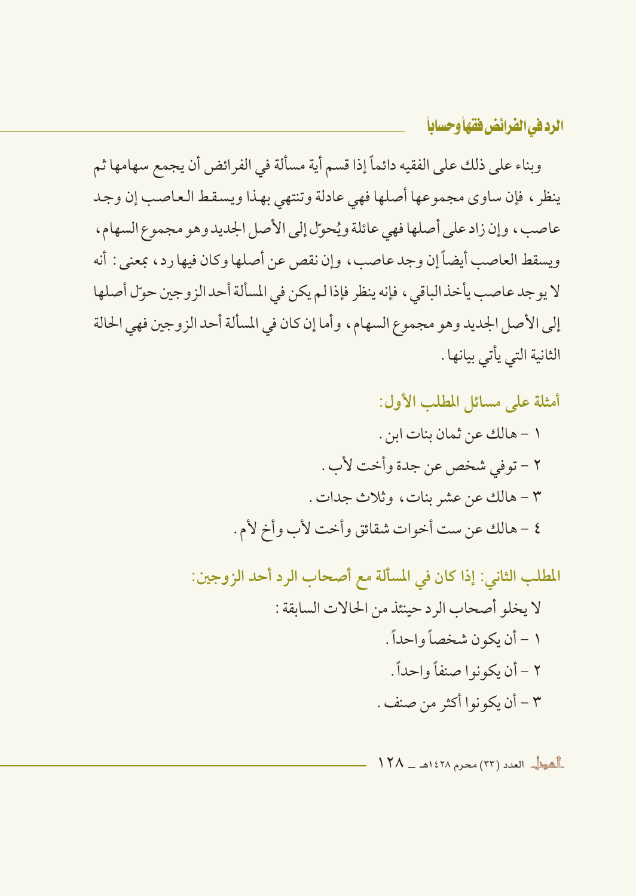وبناء على ذلك على الفقيه دائماً إذا قسم أية مسألة في الفرائض أن يجمع سهامها ثم ينظر، فإن ساوى مجموعها أصلها فهي عادلة وتنتهي بهذا ويسقط العاصب إن وجد عاصب، وإن زاد على أصلها فهي عائلة ويُحوّل إلى الأصل الجديد وهو مجموع السهام، ويسقط العاصب أيضاً إن وجد عاصب، وإن نقص عن أصلها وكان فيها رد، بمعنى: أنه لا يوجد عاصب يأخذ الباقي، فإنه ينظر فإذا لم يكن في المسألة أحد الزوجين حوّل أصلها إلى الأصل الجديد وهو مجموع السهام، وأما إن كان في المسألة أحد الزوجين فهي الحالة الثانية التي يأتي بيانها.

### أمثلة على مسائل المطلب الأول:

١ - هالك عن ثمان بنات ابن.

٢ - توفي شخص عن جدة وأخت لأب.

٣ - هالك عن عشر بنات، وثلاث جدات.

٤ - هالك عن ست أخوات شقائق وأخت لأب وأخ لأم.

### المطلب الثاني: إذا كان في المسألة مع أصحاب الرد أحد الزوجين:

لا يخلو أصحاب الرد حينئذ من الحالات السابقة:

١ - أن يكون شخصاً واحداً.

٢ - أن يكونوا صنفاً واحداً.

٣ - أن يكونوا أكثر من صنف.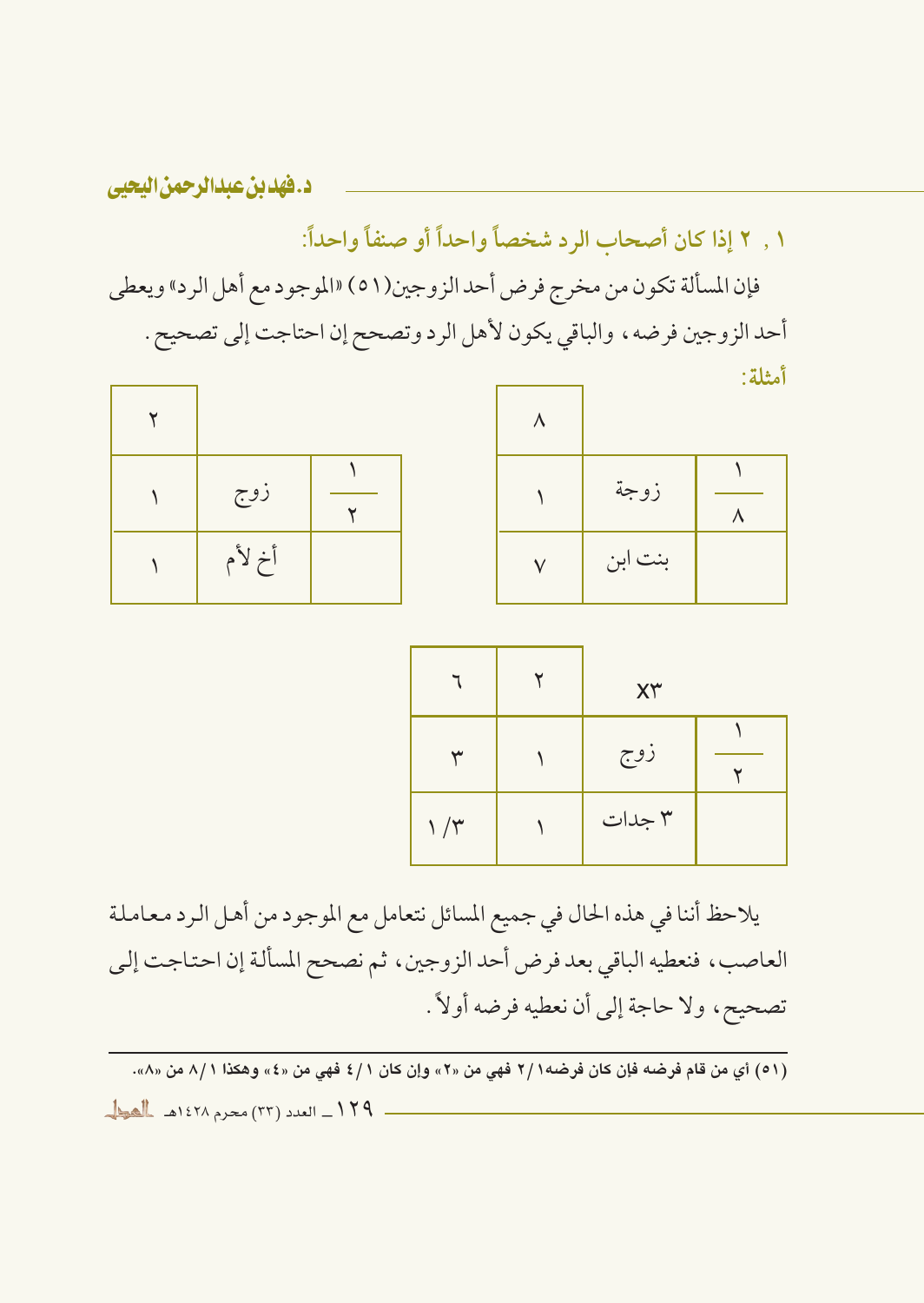### ١ , ٢ إذا كان أصحاب الرد شخصاً واحداً أو صنفاً واحداً:

فإن المسألة تكون من مخرج فرض أحد الزوجين(٥١) «الموجود مع أهل الرد» ويعطى أحد الزوجين فرضه، والباقي يكون لأهل الرد وتصحح إن احتاجت إلى تصحيح.

**أمثلة:**

| | | ٨ |
|---|---|---|
| ١/٨ | زوجة | ١ |
| | بنت ابن | ٧ |

| | | ٢ |
|---|---|---|
| ١/٢ | زوج | ١ |
| | أخ لأم | ١ |

| | ×٣ | ٢ | ٦ |
|---|---|---|---|
| ١/٢ | زوج | ١ | ٣ |
| | ٣ جدات | ١ | ١/٣ |

يلاحظ أننا في هذه الحال في جميع المسائل نتعامل مع الموجود من أهل الرد معاملة العاصب، فنعطيه الباقي بعد فرض أحد الزوجين، ثم نصحح المسألة إن احتاجت إلى تصحيح، ولا حاجة إلى أن نعطيه فرضه أولاً.

---

(٥١) أي من قام فرضه فإن كان فرضه١/٢ فهي من «٢» وإن كان ١/٤ فهي من «٤» وهكذا ١/٨ من «٨».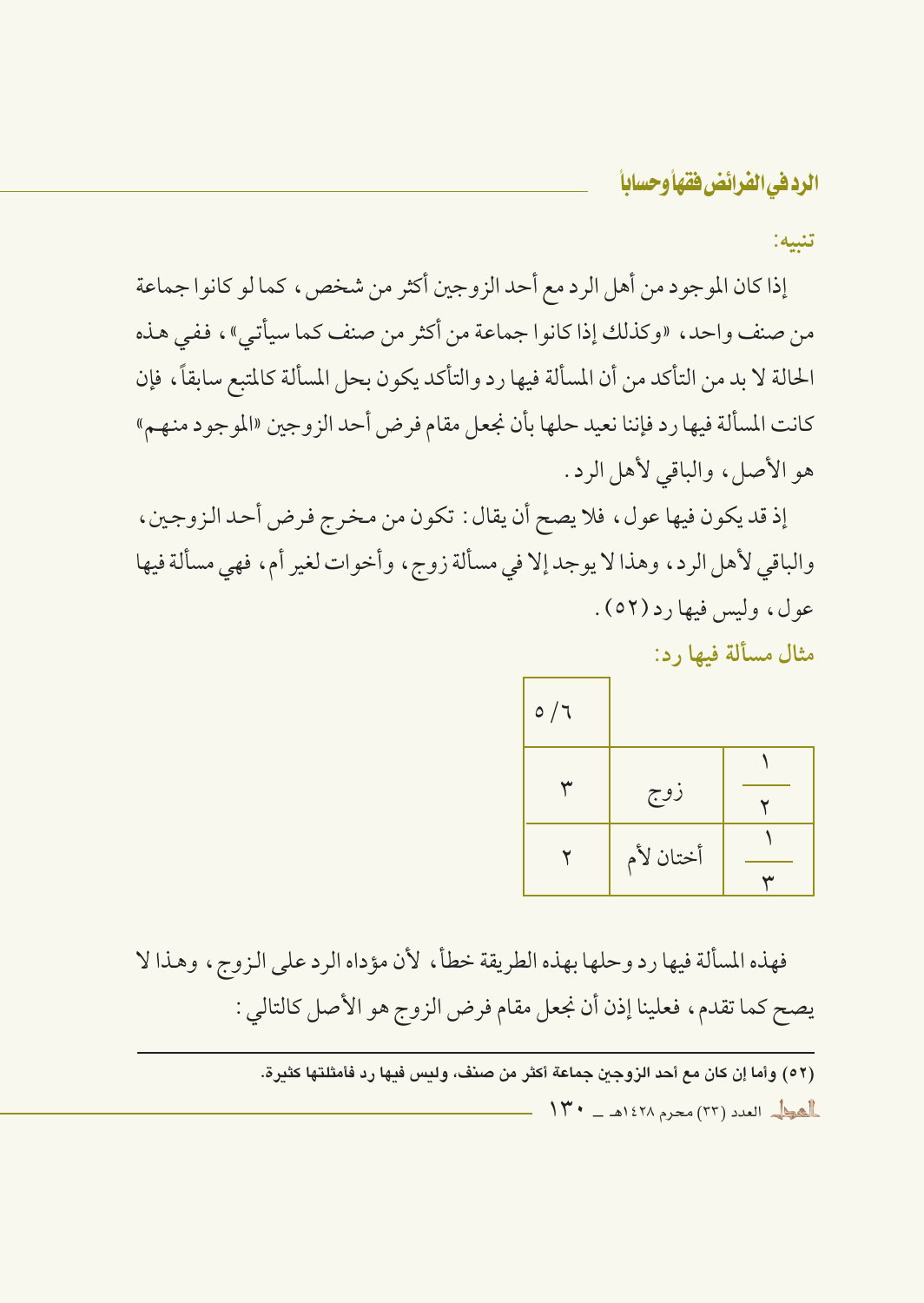**تنبيه:**

إذا كان الموجود من أهل الرد مع أحد الزوجين أكثر من شخص، كما لو كانوا جماعة من صنف واحد، «وكذلك إذا كانوا جماعة من أكثر من صنف كما سيأتي»، ففي هذه الحالة لا بد من التأكد من أن المسألة فيها رد والتأكد يكون بحل المسألة كالمتبع سابقاً، فإن كانت المسألة فيها رد فإننا نعيد حلها بأن نجعل مقام فرض أحد الزوجين «الموجود منهم» هو الأصل، والباقي لأهل الرد.

إذ قد يكون فيها عول، فلا يصح أن يقال: تكون من مخرج فرض أحد الزوجين، والباقي لأهل الرد، وهذا لا يوجد إلا في مسألة زوج، وأخوات لغير أم، فهي مسألة فيها عول، وليس فيها رد (٥٢).

**مثال مسألة فيها رد:**

| | | ٦/٥ |
|---|---|---|
| $\frac{1}{2}$ | زوج | ٣ |
| $\frac{1}{3}$ | أختان لأم | ٢ |

فهذه المسألة فيها رد وحلها بهذه الطريقة خطأ، لأن مؤداه الرد على الزوج، وهذا لا يصح كما تقدم، فعلينا إذن أن نجعل مقام فرض الزوج هو الأصل كالتالي:

---

(٥٢) وأما إن كان مع أحد الزوجين جماعة أكثر من صنف، وليس فيها رد فأمثلتها كثيرة.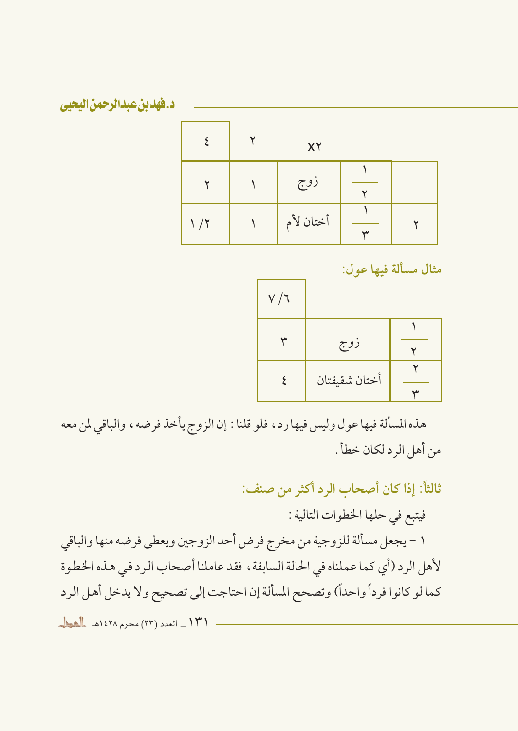| | ٢× | ٢ | ٤ |
|---|---|---|---|
| | ١/٢ زوج | ١ | ٢ |
| ٢ | ١/٣ أختان لأم | ١ | ١/٢ |

**مثال مسألة فيها عول:**

| | | ٦/٧ |
|---|---|---|
| ١/٢ | زوج | ٣ |
| ٢/٣ | أختان شقيقتان | ٤ |

هذه المسألة فيها عول وليس فيها رد، فلو قلنا: إن الزوج يأخذ فرضه، والباقي لمن معه من أهل الرد لكان خطأ.

## ثالثاً: إذا كان أصحاب الرد أكثر من صنف:

فيتبع في حلها الخطوات التالية:

١ - يجعل مسألة للزوجية من مخرج فرض أحد الزوجين ويعطى فرضه منها والباقي لأهل الرد (أي كما عملناه في الحالة السابقة، فقد عاملنا أصحاب الرد في هذه الخطوة كما لو كانوا فرداً واحداً) وتصحح المسألة إن احتاجت إلى تصحيح ولا يدخل أهل الرد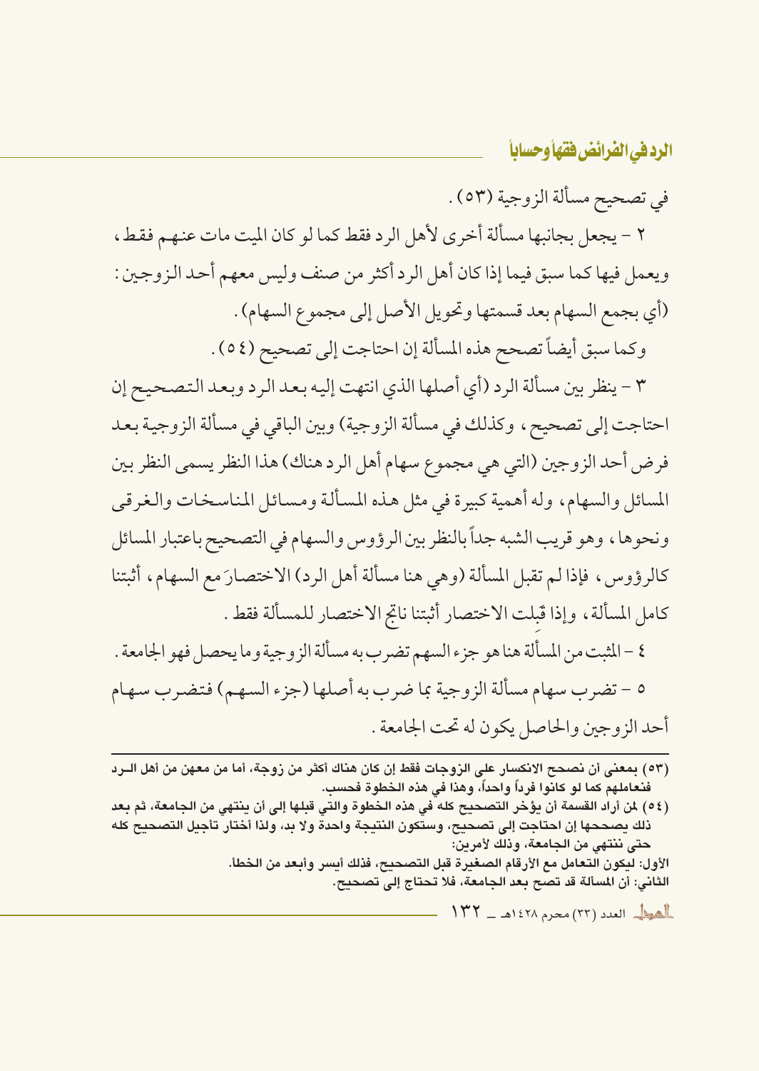في تصحيح مسألة الزوجية (٥٣).

٢ – يجعل بجانبها مسألة أخرى لأهل الرد فقط كما لو كان الميت مات عنهم فقط، ويعمل فيها كما سبق فيما إذا كان أهل الرد أكثر من صنف وليس معهم أحد الزوجين: (أي بجمع السهام بعد قسمتها وتحويل الأصل إلى مجموع السهام).

وكما سبق أيضاً تصحح هذه المسألة إن احتاجت إلى تصحيح (٥٤).

٣ – ينظر بين مسألة الرد (أي أصلها الذي انتهت إليه بعد الرد وبعد التصحيح إن احتاجت إلى تصحيح، وكذلك في مسألة الزوجية) وبين الباقي في مسألة الزوجية بعد فرض أحد الزوجين (التي هي مجموع سهام أهل الرد هناك) هذا النظر يسمى النظر بين المسائل والسهام، وله أهمية كبيرة في مثل هذه المسألة ومسائل المناسخات والغرقى ونحوها، وهو قريب الشبه جداً بالنظر بين الرؤوس والسهام في التصحيح باعتبار المسائل كالرؤوس، فإذا لم تقبل المسألة (وهي هنا مسألة أهل الرد) الاختصارَ مع السهام، أثبتنا كامل المسألة، وإذا قَبِلت الاختصار أثبتنا ناتج الاختصار للمسألة فقط.

٤ – المثبت من المسألة هنا هو جزء السهم تضرب به مسألة الزوجية وما يحصل فهو الجامعة.

٥ – تضرب سهام مسألة الزوجية بما ضرب به أصلها (جزء السهم) فتضرب سهام أحد الزوجين والحاصل يكون له تحت الجامعة.

---

(٥٣) بمعنى أن نصحح الانكسار على الزوجات فقط إن كان هناك أكثر من زوجة، أما من معهن من أهل الرد فنعاملهم كما لو كانوا فرداً واحداً، وهذا في هذه الخطوة فحسب.

(٥٤) لمن أراد القسمة أن يؤخر التصحيح كله في هذه الخطوة والتي قبلها إلى أن ينتهي من الجامعة، ثم بعد ذلك يصححها إن احتاجت إلى تصحيح، وستكون النتيجة واحدة ولا بد، ولذا أختار تأجيل التصحيح كله حتى ننتهي من الجامعة، وذلك لأمرين:

الأول: ليكون التعامل مع الأرقام الصغيرة قبل التصحيح، فذلك أيسر وأبعد من الخطأ.

الثاني: أن المسألة قد تصح بعد الجامعة، فلا تحتاج إلى تصحيح.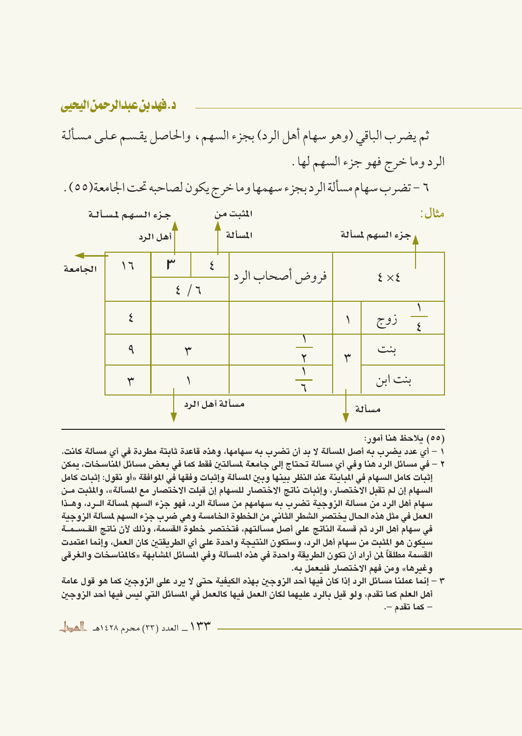ثم يضرب الباقي (وهو سهام أهل الرد) بجزء السهم، والحاصل يقسم على مسألة الرد وما خرج فهو جزء السهم لها.

٦ – تضرب سهام مسألة الرد بجزء سهمها وما خرج يكون لصاحبه تحت الجامعة(٥٥).

**مثال:**

| الجامعة | جزء السهم لمسألة أهل الرد | المثبت من المسألة | فروض أصحاب الرد | مسألة | جزء السهم لمسألة ٤×٤ |
|---|---|---|---|---|---|
| ١٦ | ٣ | ٤ | فروض أصحاب الرد | | ٤×٤ |
| | ٦ / ٤ | | | | |
| ٤ | | | | ١ | زوج $\frac{١}{٤}$ |
| ٩ | ٣ | | $\frac{١}{٢}$ | ٣ | بنت |
| ٣ | ١ | | $\frac{١}{٦}$ | | بنت ابن |
| | مسألة أهل الرد | | | مسألة | |

---

(٥٥) يلاحظ هنا أمور:

١ – أي عدد يضرب به أصل المسألة لا بد أن تضرب به سهامها، وهذه قاعدة ثابتة مطردة في أي مسألة كانت.

٢ – في مسائل الرد هنا وفي أي مسألة تحتاج إلى جامعة لمسألتين فقط كما في بعض مسائل المناسخات، يمكن إثبات كامل السهام في المباينة عند النظر بينها وبين المسألة وإثبات وفقها في الموافقة «أو نقول: إثبات كامل السهام إن لم تقبل الاختصار، وإثبات ناتج الاختصار للسهام إن قبلت الاختصار مع المسألة»، والمثبت من سهام أهل الرد من مسألة الزوجية تضرب به سهامهم من مسألة الرد، فهو جزء السهم لمسألة الرد، وهذا العمل في مثل هذه الحال يختصر الشطر الثاني من الخطوة الخامسة وهي ضرب جزء السهم لمسألة الزوجية في سهام أهل الرد ثم قسمة الناتج على أصل مسألتهم، فتختصر خطوة القسمة، وذلك لأن ناتج القسمة سيكون هو المثبت من سهام أهل الرد، وستكون النتيجة واحدة على أي الطريقتين كان العمل، وإنما اعتمدت القسمة مطلقاً لمن أراد أن تكون الطريقة واحدة في هذه المسألة وفي المسائل المشابهة «كالمناسخات والغرقى وغيرها» ومن فهم الاختصار فليعمل به.

٣ – إنما عملنا مسائل الرد إذا كان فيها أحد الزوجين بهذه الكيفية حتى لا يرد على الزوجين كما هو قول عامة أهل العلم كما تقدم، ولو قيل بالرد عليهما لكان العمل فيها كالعمل في المسائل التي ليس فيها أحد الزوجين – كما تقدم –.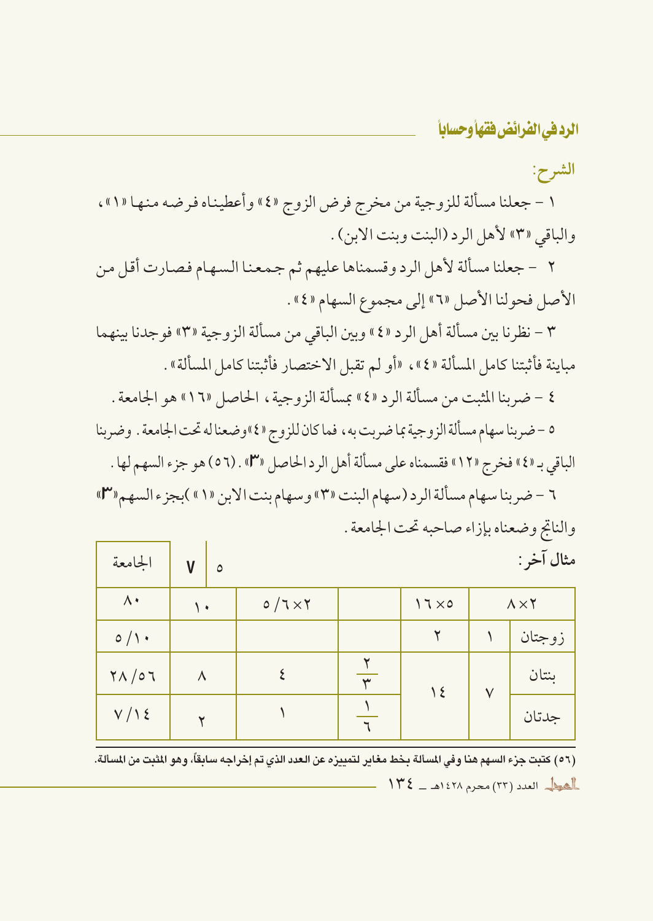## الشرح:

١ – جعلنا مسألة للزوجية من مخرج فرض الزوج «٤» وأعطيناه فرضه منها «١»، والباقي «٣» لأهل الرد (البنت وبنت الابن).

٢ – جعلنا مسألة لأهل الرد وقسمناها عليهم ثم جمعنا السهام فصارت أقل من الأصل فحولنا الأصل «٦» إلى مجموع السهام «٤».

٣ – نظرنا بين مسألة أهل الرد «٤» وبين الباقي من مسألة الزوجية «٣» فوجدنا بينهما مباينة فأثبتنا كامل المسألة «٤»، «أو لم تقبل الاختصار فأثبتنا كامل المسألة».

٤ – ضربنا المثبت من مسألة الرد «٤» بمسألة الزوجية، الحاصل «١٦» هو الجامعة.

٥ – ضربنا سهام مسألة الزوجية بما ضربت به، فما كان للزوج «٤» وضعنا له تحت الجامعة. وضربنا الباقي بـ«٤» فخرج «١٢» فقسمناه على مسألة أهل الرد الحاصل «**٣**». (٥٦) هو جزء السهم لها.

٦ – ضربنا سهام مسألة الرد (سهام البنت «٣» وسهام بنت الابن «١») بجزء السهم «**٣**» والناتج وضعناه بإزاء صاحبه تحت الجامعة.

**مثال آخر:**

| | | | | | ٥ ٧ | الجامعة |
|---|---|---|---|---|---|---|
| ٨×٢ | | ١٦×٥ | | ٥/٦×٢ | ١٠ | ٨٠ |
| زوجتان | ١ | ٢ | | | | ٥/١٠ |
| بنتان | ٧ | ١٤ | ٢/٣ | ٤ | ٨ | ٥٦/٢٨ |
| جدتان | | | ١/٦ | ١ | ٢ | ١٤/٧ |

(٥٦) كتبت جزء السهم هنا وفي المسألة بخط مغاير لتمييزه عن العدد الذي تم إخراجه سابقاً، وهو المثبت من المسألة.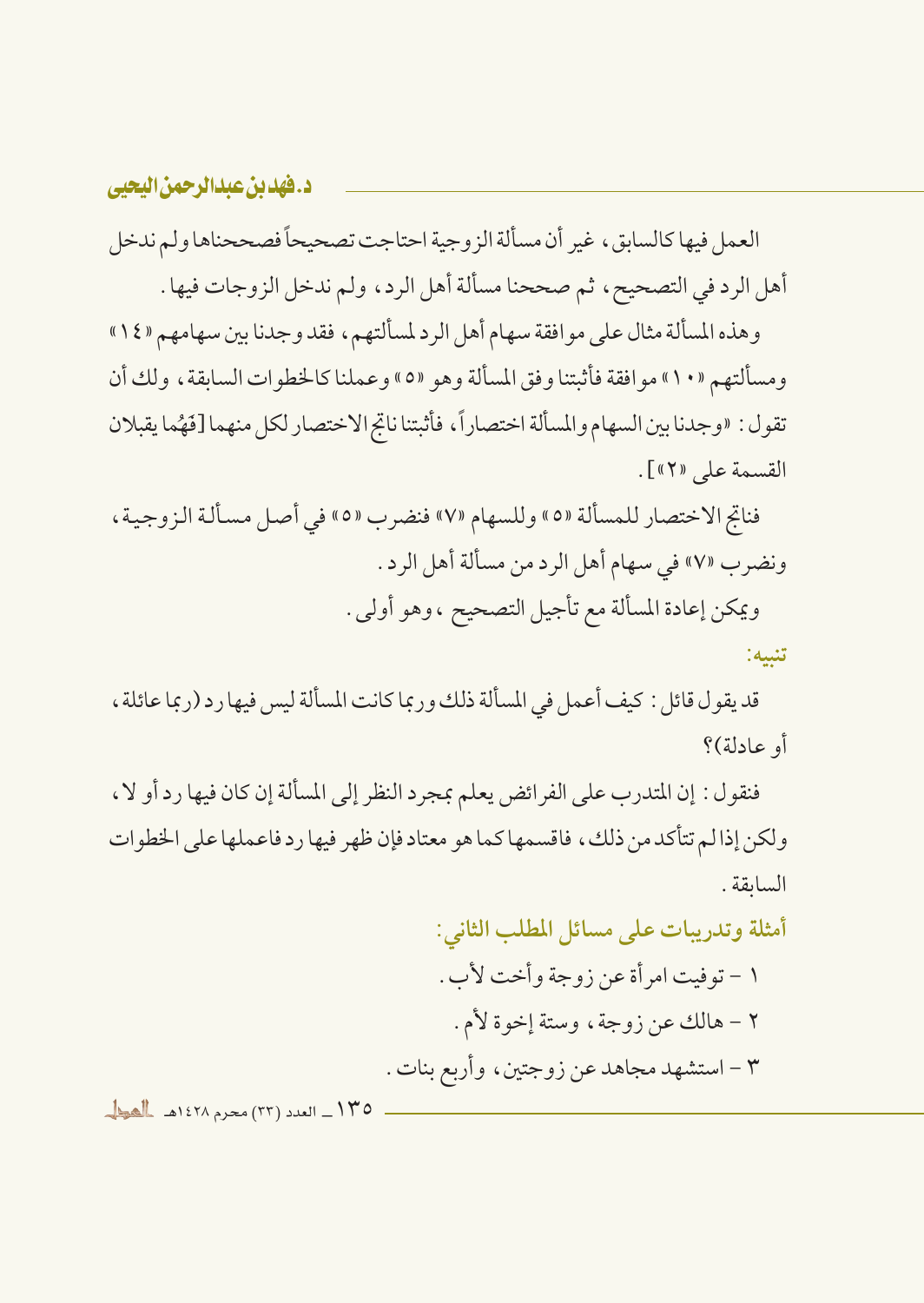العمل فيها كالسابق، غير أن مسألة الزوجية احتاجت تصحيحاً فصححناها ولم ندخل أهل الرد في التصحيح، ثم صححنا مسألة أهل الرد، ولم ندخل الزوجات فيها.

وهذه المسألة مثال على موافقة سهام أهل الرد لمسألتهم، فقد وجدنا بين سهامهم «١٤» ومسألتهم «١٠» موافقة فأثبتنا وفق المسألة وهو «٥» وعملنا كالخطوات السابقة، ولك أن تقول: «وجدنا بين السهام والمسألة اختصاراً، فأثبتنا ناتج الاختصار لكل منهما [فَهُما يقبلان القسمة على «٢»].

فناتج الاختصار للمسألة «٥» وللسهام «٧» فنضرب «٥» في أصل مسألة الزوجية، ونضرب «٧» في سهام أهل الرد من مسألة أهل الرد.

ويمكن إعادة المسألة مع تأجيل التصحيح، وهو أولى.

**تنبيه:**

قد يقول قائل: كيف أعمل في المسألة ذلك وربما كانت المسألة ليس فيها رد (ربما عائلة، أو عادلة)؟

فنقول: إن المتدرب على الفرائض يعلم بمجرد النظر إلى المسألة إن كان فيها رد أو لا، ولكن إذا لم تتأكد من ذلك، فاقسمها كما هو معتاد فإن ظهر فيها رد فاعملها على الخطوات السابقة.

**أمثلة وتدريبات على مسائل المطلب الثاني:**

١ - توفيت امرأة عن زوجة وأخت لأب.

٢ - هالك عن زوجة، وستة إخوة لأم.

٣ - استشهد مجاهد عن زوجتين، وأربع بنات.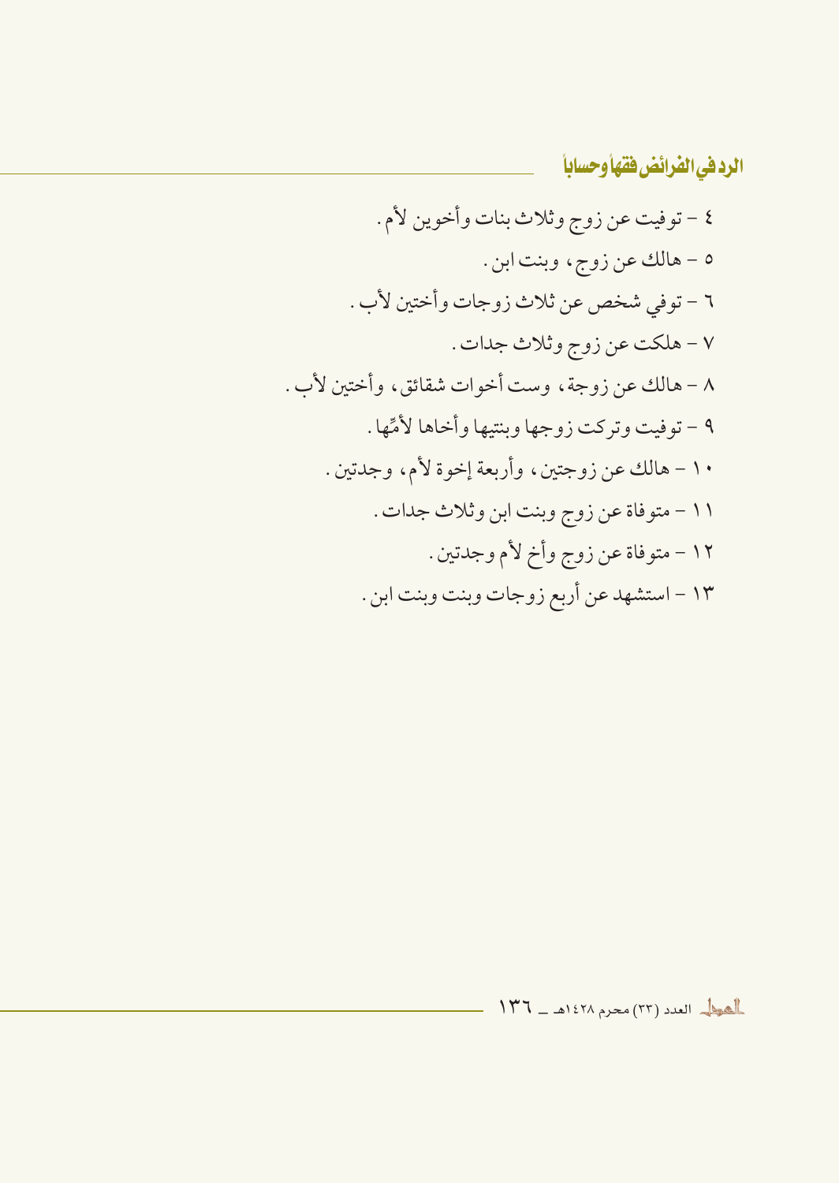٤ – توفيت عن زوج وثلاث بنات وأخوين لأم .

٥ – هالك عن زوج، وبنت ابن .

٦ – توفي شخص عن ثلاث زوجات وأختين لأب .

٧ – هلكت عن زوج وثلاث جدات .

٨ – هالك عن زوجة، وست أخوات شقائق، وأختين لأب .

٩ – توفيت وتركت زوجها وبنتيها وأخاها لأمِّها .

١٠ – هالك عن زوجتين، وأربعة إخوة لأم، وجدتين .

١١ – متوفاة عن زوج وبنت ابن وثلاث جدات .

١٢ – متوفاة عن زوج وأخ لأم وجدتين .

١٣ – استشهد عن أربع زوجات وبنت وبنت ابن .